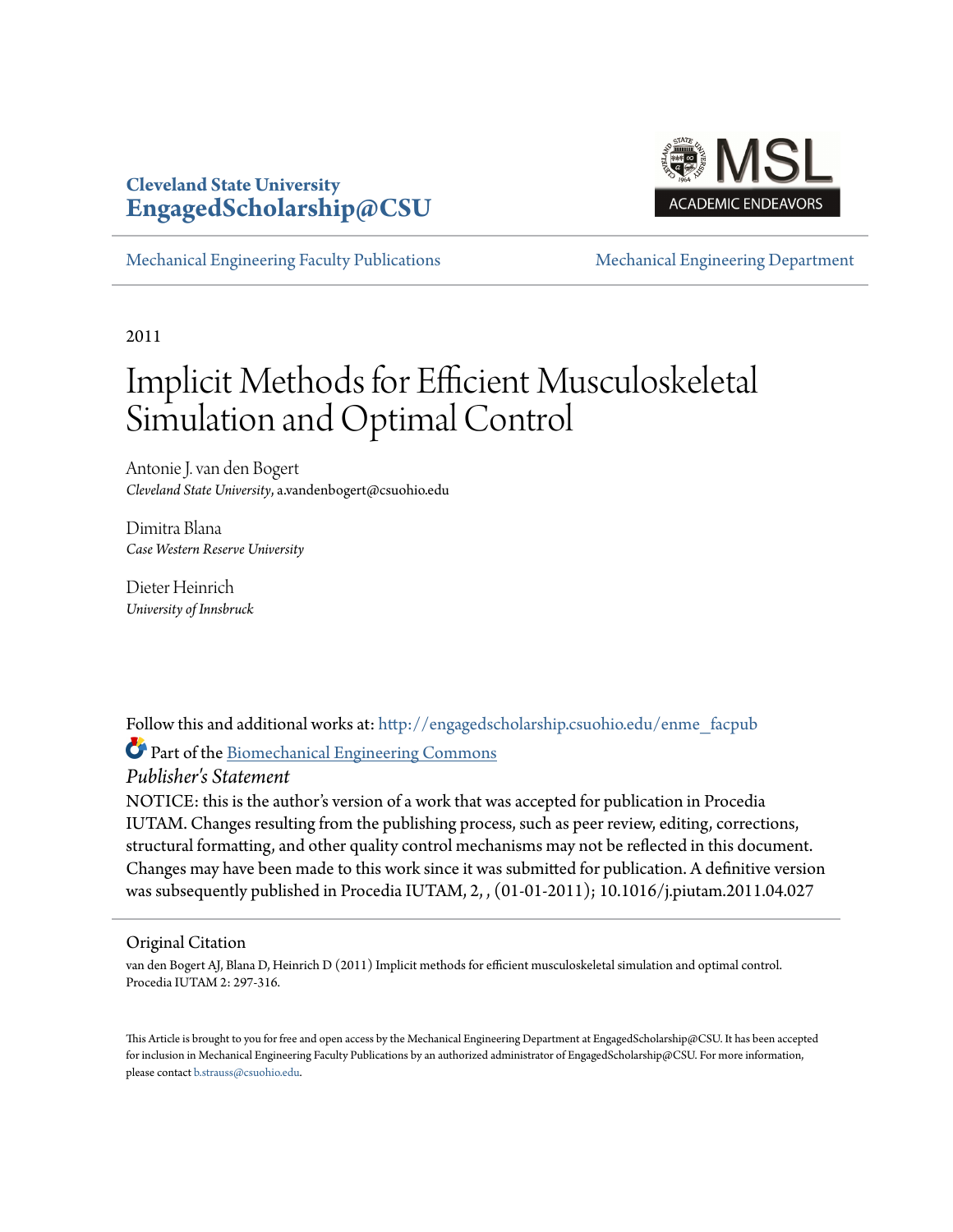**Cleveland State University**
**EngagedScholarship@CSU**

Mechanical Engineering Faculty Publications | Mechanical Engineering Department

2011

# Implicit Methods for Efficient Musculoskeletal Simulation and Optimal Control

Antonie J. van den Bogert
*Cleveland State University*, a.vandenbogert@csuohio.edu

Dimitra Blana
*Case Western Reserve University*

Dieter Heinrich
*University of Innsbruck*

Follow this and additional works at: http://engagedscholarship.csuohio.edu/enme_facpub

Part of the Biomechanical Engineering Commons

*Publisher's Statement*

NOTICE: this is the author's version of a work that was accepted for publication in Procedia IUTAM. Changes resulting from the publishing process, such as peer review, editing, corrections, structural formatting, and other quality control mechanisms may not be reflected in this document. Changes may have been made to this work since it was submitted for publication. A definitive version was subsequently published in Procedia IUTAM, 2, , (01-01-2011); 10.1016/j.piutam.2011.04.027

## Original Citation

van den Bogert AJ, Blana D, Heinrich D (2011) Implicit methods for efficient musculoskeletal simulation and optimal control. Procedia IUTAM 2: 297-316.

This Article is brought to you for free and open access by the Mechanical Engineering Department at EngagedScholarship@CSU. It has been accepted for inclusion in Mechanical Engineering Faculty Publications by an authorized administrator of EngagedScholarship@CSU. For more information, please contact b.strauss@csuohio.edu.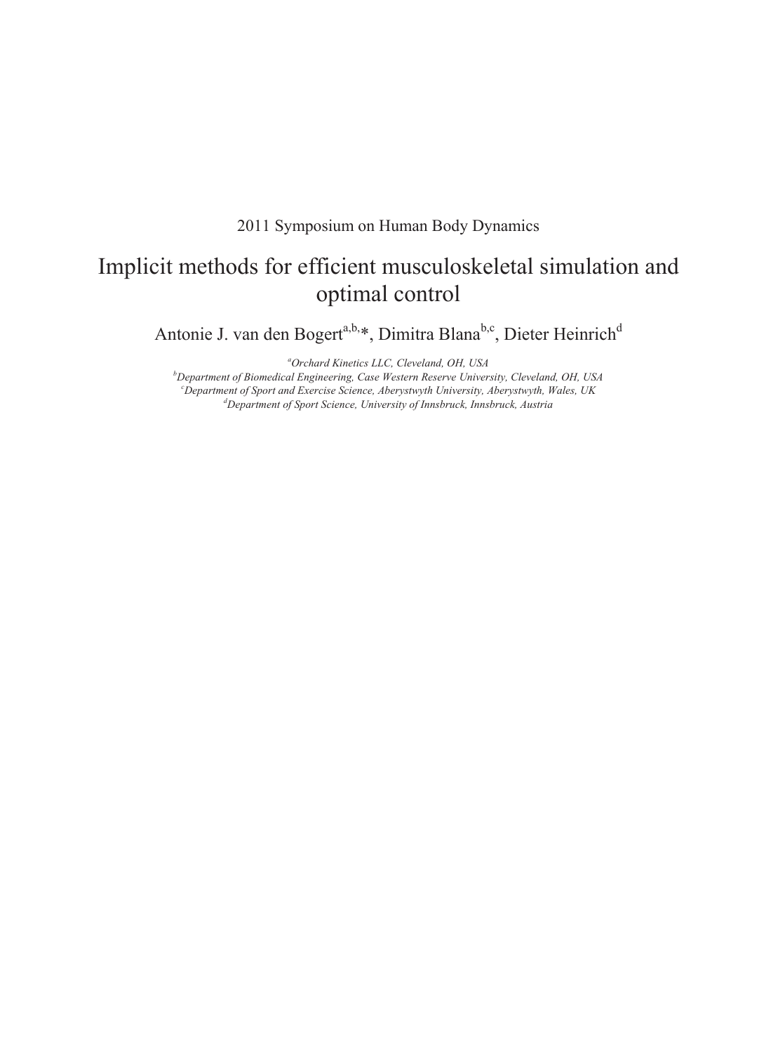2011 Symposium on Human Body Dynamics

# Implicit methods for efficient musculoskeletal simulation and optimal control

Antonie J. van den Bogert[a,b,]*, Dimitra Blana[b,c], Dieter Heinrich[d]

*[a]Orchard Kinetics LLC, Cleveland, OH, USA*
*[b]Department of Biomedical Engineering, Case Western Reserve University, Cleveland, OH, USA*
*[c]Department of Sport and Exercise Science, Aberystwyth University, Aberystwyth, Wales, UK*
*[d]Department of Sport Science, University of Innsbruck, Innsbruck, Austria*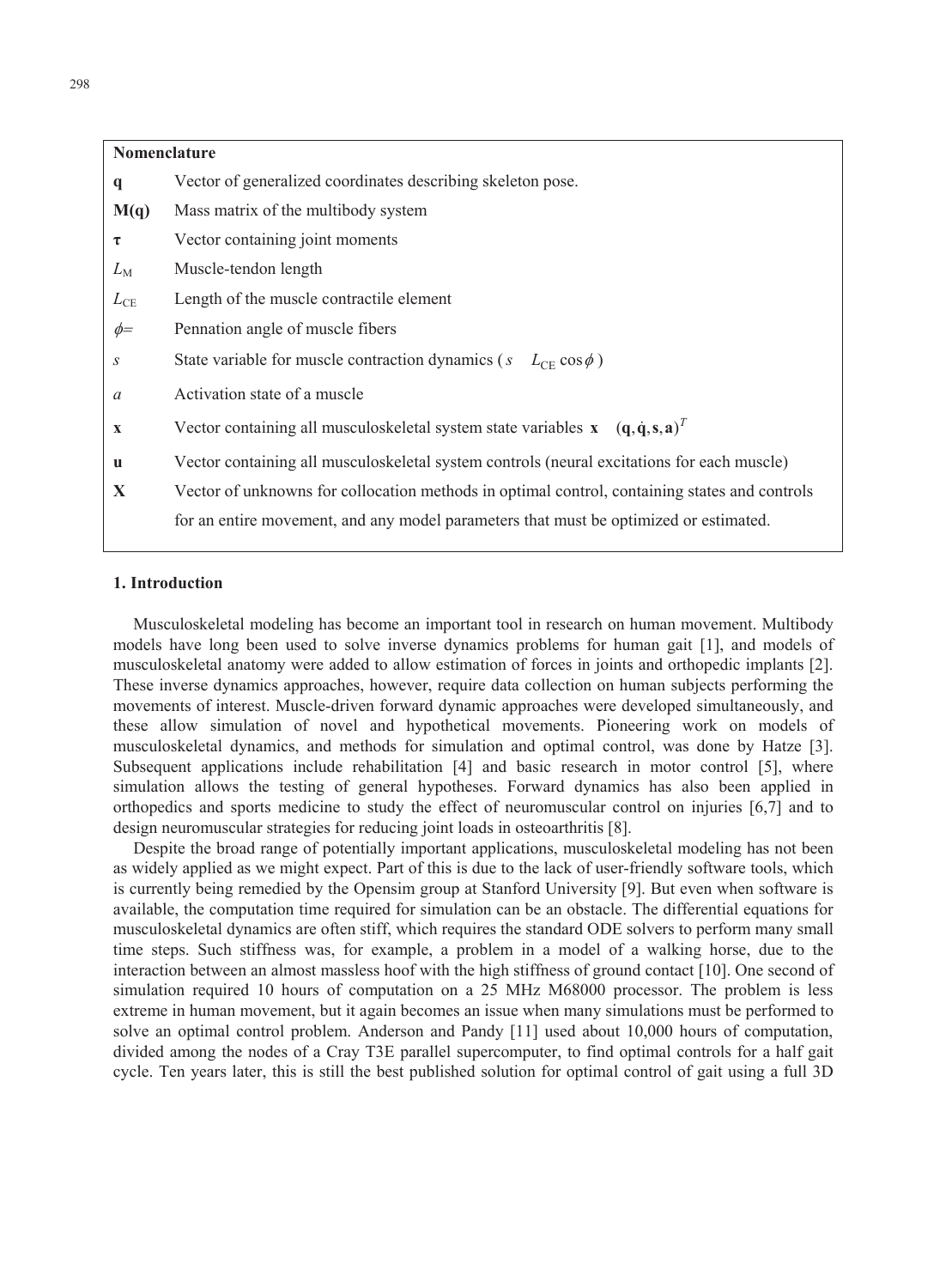**Nomenclature**

| | |
|---|---|
| $\mathbf{q}$ | Vector of generalized coordinates describing skeleton pose. |
| $\mathbf{M(q)}$ | Mass matrix of the multibody system |
| $\boldsymbol{\tau}$ | Vector containing joint moments |
| $L_{\mathrm{M}}$ | Muscle-tendon length |
| $L_{\mathrm{CE}}$ | Length of the muscle contractile element |
| $\phi=$ | Pennation angle of muscle fibers |
| $s$ | State variable for muscle contraction dynamics ( $s \quad L_{\mathrm{CE}} \cos\phi$ ) |
| $a$ | Activation state of a muscle |
| $\mathbf{x}$ | Vector containing all musculoskeletal system state variables $\mathbf{x} \quad (\mathbf{q}, \dot{\mathbf{q}}, \mathbf{s}, \mathbf{a})^T$ |
| $\mathbf{u}$ | Vector containing all musculoskeletal system controls (neural excitations for each muscle) |
| $\mathbf{X}$ | Vector of unknowns for collocation methods in optimal control, containing states and controls for an entire movement, and any model parameters that must be optimized or estimated. |

### 1. Introduction

Musculoskeletal modeling has become an important tool in research on human movement. Multibody models have long been used to solve inverse dynamics problems for human gait [1], and models of musculoskeletal anatomy were added to allow estimation of forces in joints and orthopedic implants [2]. These inverse dynamics approaches, however, require data collection on human subjects performing the movements of interest. Muscle-driven forward dynamic approaches were developed simultaneously, and these allow simulation of novel and hypothetical movements. Pioneering work on models of musculoskeletal dynamics, and methods for simulation and optimal control, was done by Hatze [3]. Subsequent applications include rehabilitation [4] and basic research in motor control [5], where simulation allows the testing of general hypotheses. Forward dynamics has also been applied in orthopedics and sports medicine to study the effect of neuromuscular control on injuries [6,7] and to design neuromuscular strategies for reducing joint loads in osteoarthritis [8].

Despite the broad range of potentially important applications, musculoskeletal modeling has not been as widely applied as we might expect. Part of this is due to the lack of user-friendly software tools, which is currently being remedied by the Opensim group at Stanford University [9]. But even when software is available, the computation time required for simulation can be an obstacle. The differential equations for musculoskeletal dynamics are often stiff, which requires the standard ODE solvers to perform many small time steps. Such stiffness was, for example, a problem in a model of a walking horse, due to the interaction between an almost massless hoof with the high stiffness of ground contact [10]. One second of simulation required 10 hours of computation on a 25 MHz M68000 processor. The problem is less extreme in human movement, but it again becomes an issue when many simulations must be performed to solve an optimal control problem. Anderson and Pandy [11] used about 10,000 hours of computation, divided among the nodes of a Cray T3E parallel supercomputer, to find optimal controls for a half gait cycle. Ten years later, this is still the best published solution for optimal control of gait using a full 3D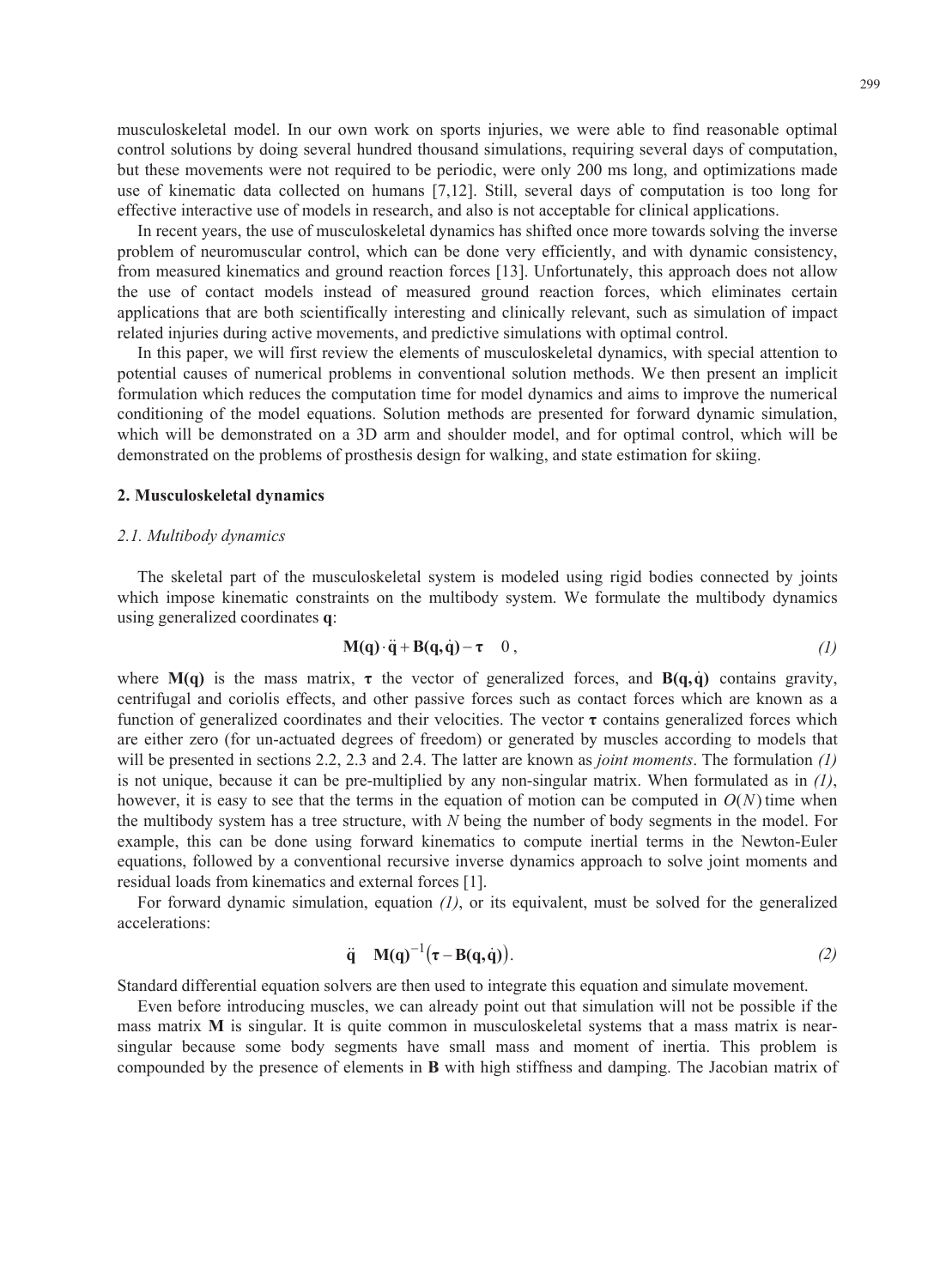musculoskeletal model. In our own work on sports injuries, we were able to find reasonable optimal control solutions by doing several hundred thousand simulations, requiring several days of computation, but these movements were not required to be periodic, were only 200 ms long, and optimizations made use of kinematic data collected on humans [7,12]. Still, several days of computation is too long for effective interactive use of models in research, and also is not acceptable for clinical applications.

In recent years, the use of musculoskeletal dynamics has shifted once more towards solving the inverse problem of neuromuscular control, which can be done very efficiently, and with dynamic consistency, from measured kinematics and ground reaction forces [13]. Unfortunately, this approach does not allow the use of contact models instead of measured ground reaction forces, which eliminates certain applications that are both scientifically interesting and clinically relevant, such as simulation of impact related injuries during active movements, and predictive simulations with optimal control.

In this paper, we will first review the elements of musculoskeletal dynamics, with special attention to potential causes of numerical problems in conventional solution methods. We then present an implicit formulation which reduces the computation time for model dynamics and aims to improve the numerical conditioning of the model equations. Solution methods are presented for forward dynamic simulation, which will be demonstrated on a 3D arm and shoulder model, and for optimal control, which will be demonstrated on the problems of prosthesis design for walking, and state estimation for skiing.

## 2. Musculoskeletal dynamics

### *2.1. Multibody dynamics*

The skeletal part of the musculoskeletal system is modeled using rigid bodies connected by joints which impose kinematic constraints on the multibody system. We formulate the multibody dynamics using generalized coordinates $\mathbf{q}$:

$$\mathbf{M(q)} \cdot \ddot{\mathbf{q}} + \mathbf{B(q,\dot{q})} - \boldsymbol{\tau} = 0\,, \qquad (1)$$

where $\mathbf{M(q)}$ is the mass matrix, $\boldsymbol{\tau}$ the vector of generalized forces, and $\mathbf{B(q,\dot{q})}$ contains gravity, centrifugal and coriolis effects, and other passive forces such as contact forces which are known as a function of generalized coordinates and their velocities. The vector $\boldsymbol{\tau}$ contains generalized forces which are either zero (for un-actuated degrees of freedom) or generated by muscles according to models that will be presented in sections 2.2, 2.3 and 2.4. The latter are known as *joint moments*. The formulation *(1)* is not unique, because it can be pre-multiplied by any non-singular matrix. When formulated as in *(1)*, however, it is easy to see that the terms in the equation of motion can be computed in $O(N)$ time when the multibody system has a tree structure, with $N$ being the number of body segments in the model. For example, this can be done using forward kinematics to compute inertial terms in the Newton-Euler equations, followed by a conventional recursive inverse dynamics approach to solve joint moments and residual loads from kinematics and external forces [1].

For forward dynamic simulation, equation *(1)*, or its equivalent, must be solved for the generalized accelerations:

$$\ddot{\mathbf{q}} = \mathbf{M(q)}^{-1}\left(\boldsymbol{\tau} - \mathbf{B(q,\dot{q})}\right). \qquad (2)$$

Standard differential equation solvers are then used to integrate this equation and simulate movement.

Even before introducing muscles, we can already point out that simulation will not be possible if the mass matrix $\mathbf{M}$ is singular. It is quite common in musculoskeletal systems that a mass matrix is near-singular because some body segments have small mass and moment of inertia. This problem is compounded by the presence of elements in $\mathbf{B}$ with high stiffness and damping. The Jacobian matrix of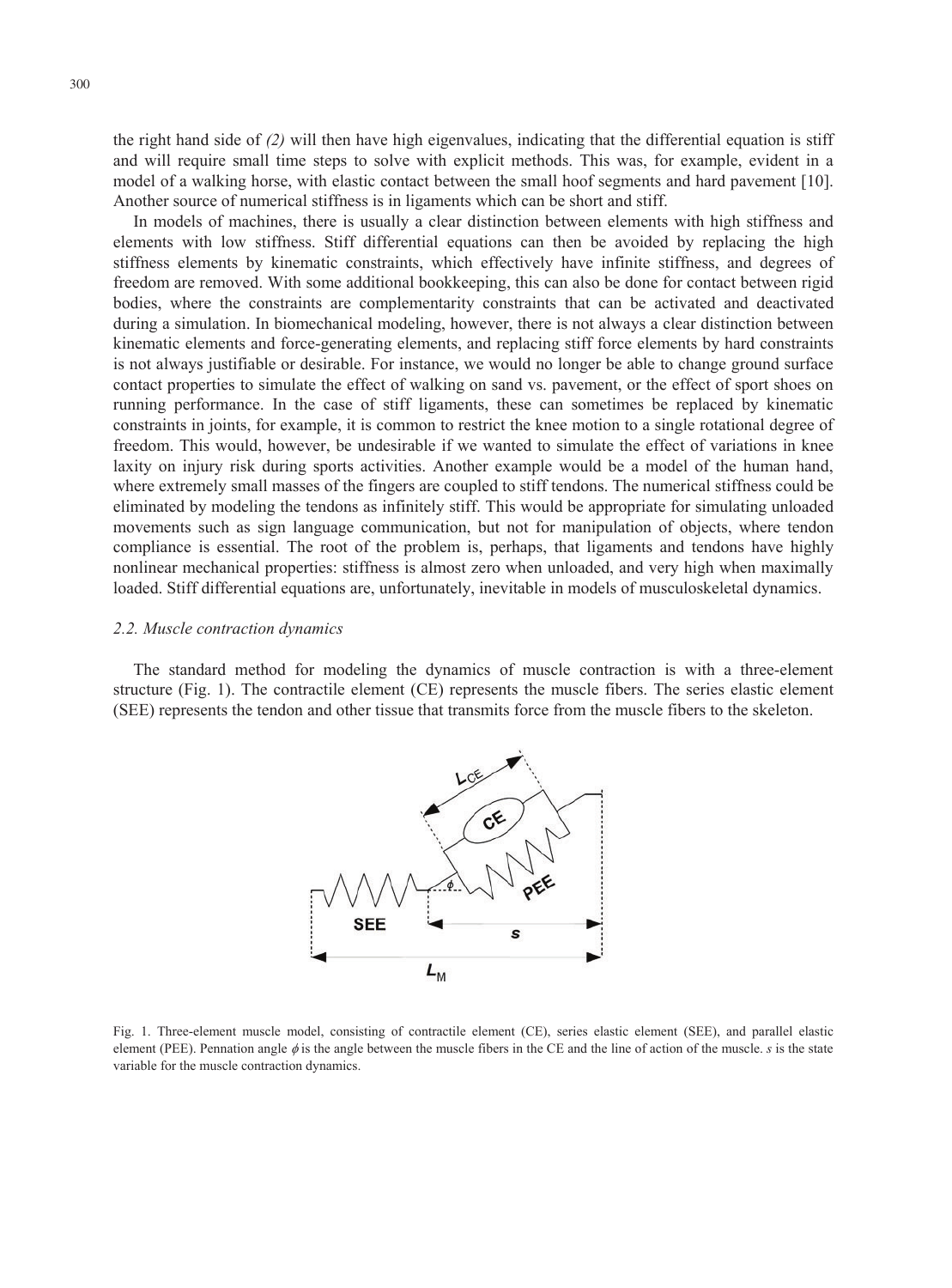the right hand side of *(2)* will then have high eigenvalues, indicating that the differential equation is stiff and will require small time steps to solve with explicit methods. This was, for example, evident in a model of a walking horse, with elastic contact between the small hoof segments and hard pavement [10]. Another source of numerical stiffness is in ligaments which can be short and stiff.

In models of machines, there is usually a clear distinction between elements with high stiffness and elements with low stiffness. Stiff differential equations can then be avoided by replacing the high stiffness elements by kinematic constraints, which effectively have infinite stiffness, and degrees of freedom are removed. With some additional bookkeeping, this can also be done for contact between rigid bodies, where the constraints are complementarity constraints that can be activated and deactivated during a simulation. In biomechanical modeling, however, there is not always a clear distinction between kinematic elements and force-generating elements, and replacing stiff force elements by hard constraints is not always justifiable or desirable. For instance, we would no longer be able to change ground surface contact properties to simulate the effect of walking on sand vs. pavement, or the effect of sport shoes on running performance. In the case of stiff ligaments, these can sometimes be replaced by kinematic constraints in joints, for example, it is common to restrict the knee motion to a single rotational degree of freedom. This would, however, be undesirable if we wanted to simulate the effect of variations in knee laxity on injury risk during sports activities. Another example would be a model of the human hand, where extremely small masses of the fingers are coupled to stiff tendons. The numerical stiffness could be eliminated by modeling the tendons as infinitely stiff. This would be appropriate for simulating unloaded movements such as sign language communication, but not for manipulation of objects, where tendon compliance is essential. The root of the problem is, perhaps, that ligaments and tendons have highly nonlinear mechanical properties: stiffness is almost zero when unloaded, and very high when maximally loaded. Stiff differential equations are, unfortunately, inevitable in models of musculoskeletal dynamics.

### *2.2. Muscle contraction dynamics*

The standard method for modeling the dynamics of muscle contraction is with a three-element structure (Fig. 1). The contractile element (CE) represents the muscle fibers. The series elastic element (SEE) represents the tendon and other tissue that transmits force from the muscle fibers to the skeleton.

Fig. 1. Three-element muscle model, consisting of contractile element (CE), series elastic element (SEE), and parallel elastic element (PEE). Pennation angle $\phi$ is the angle between the muscle fibers in the CE and the line of action of the muscle. $s$ is the state variable for the muscle contraction dynamics.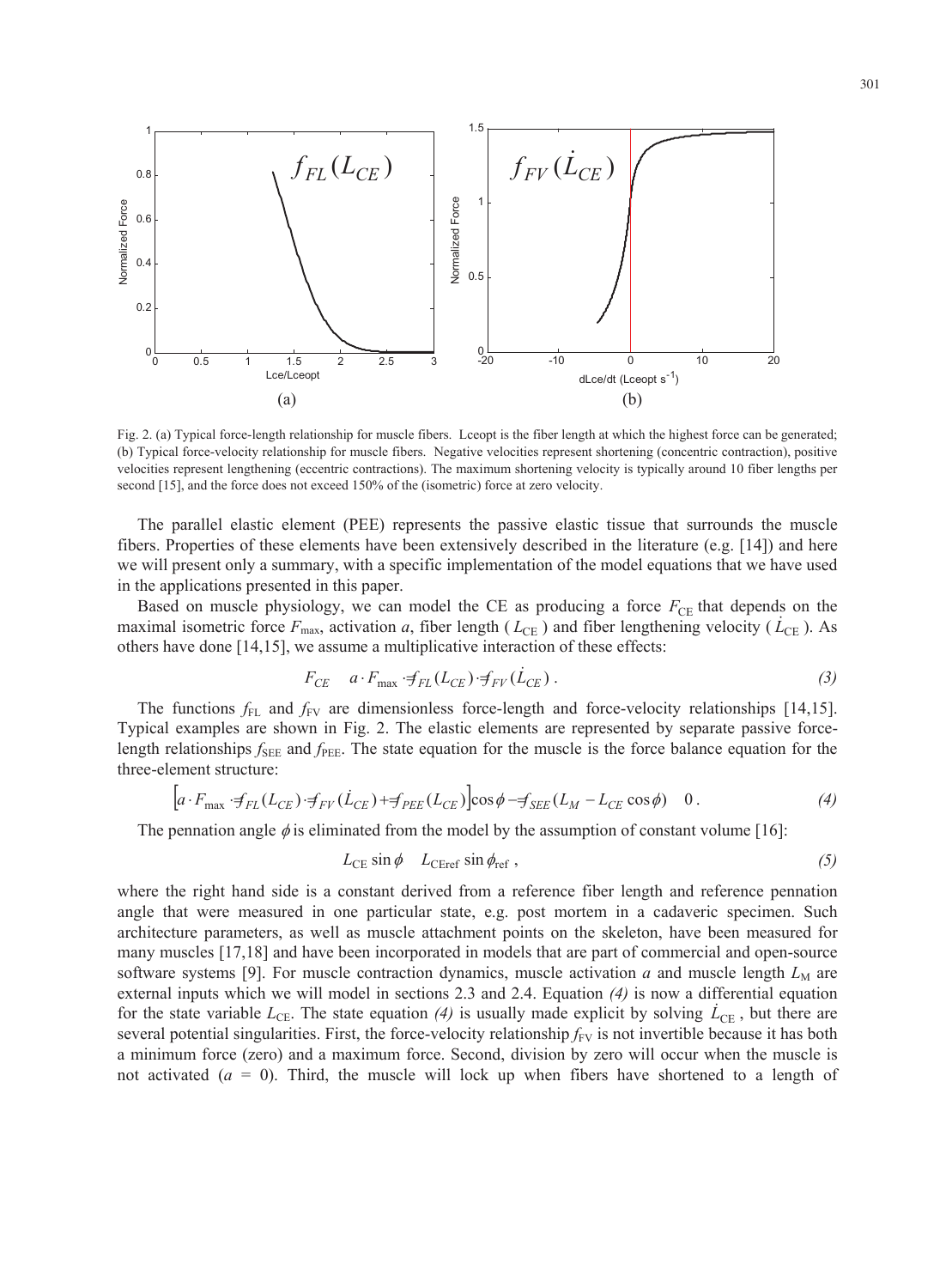Fig. 2. (a) Typical force-length relationship for muscle fibers. Lceopt is the fiber length at which the highest force can be generated; (b) Typical force-velocity relationship for muscle fibers. Negative velocities represent shortening (concentric contraction), positive velocities represent lengthening (eccentric contractions). The maximum shortening velocity is typically around 10 fiber lengths per second [15], and the force does not exceed 150% of the (isometric) force at zero velocity.

The parallel elastic element (PEE) represents the passive elastic tissue that surrounds the muscle fibers. Properties of these elements have been extensively described in the literature (e.g. [14]) and here we will present only a summary, with a specific implementation of the model equations that we have used in the applications presented in this paper.

Based on muscle physiology, we can model the CE as producing a force $F_{CE}$ that depends on the maximal isometric force $F_{max}$, activation $a$, fiber length ($L_{CE}$) and fiber lengthening velocity ($\dot{L}_{CE}$). As others have done [14,15], we assume a multiplicative interaction of these effects:

$$F_{CE} = a \cdot F_{max} \cdot f_{FL}(L_{CE}) \cdot f_{FV}(\dot{L}_{CE}) \,. \tag{3}$$

The functions $f_{FL}$ and $f_{FV}$ are dimensionless force-length and force-velocity relationships [14,15]. Typical examples are shown in Fig. 2. The elastic elements are represented by separate passive force-length relationships $f_{SEE}$ and $f_{PEE}$. The state equation for the muscle is the force balance equation for the three-element structure:

$$\left[a \cdot F_{max} \cdot f_{FL}(L_{CE}) \cdot f_{FV}(\dot{L}_{CE}) + f_{PEE}(L_{CE})\right]\cos\phi - f_{SEE}(L_M - L_{CE}\cos\phi) = 0 \,. \tag{4}$$

The pennation angle $\phi$ is eliminated from the model by the assumption of constant volume [16]:

$$L_{CE} \sin\phi = L_{CEref} \sin\phi_{ref} \,, \tag{5}$$

where the right hand side is a constant derived from a reference fiber length and reference pennation angle that were measured in one particular state, e.g. post mortem in a cadaveric specimen. Such architecture parameters, as well as muscle attachment points on the skeleton, have been measured for many muscles [17,18] and have been incorporated in models that are part of commercial and open-source software systems [9]. For muscle contraction dynamics, muscle activation $a$ and muscle length $L_M$ are external inputs which we will model in sections 2.3 and 2.4. Equation *(4)* is now a differential equation for the state variable $L_{CE}$. The state equation *(4)* is usually made explicit by solving $\dot{L}_{CE}$, but there are several potential singularities. First, the force-velocity relationship $f_{FV}$ is not invertible because it has both a minimum force (zero) and a maximum force. Second, division by zero will occur when the muscle is not activated ($a = 0$). Third, the muscle will lock up when fibers have shortened to a length of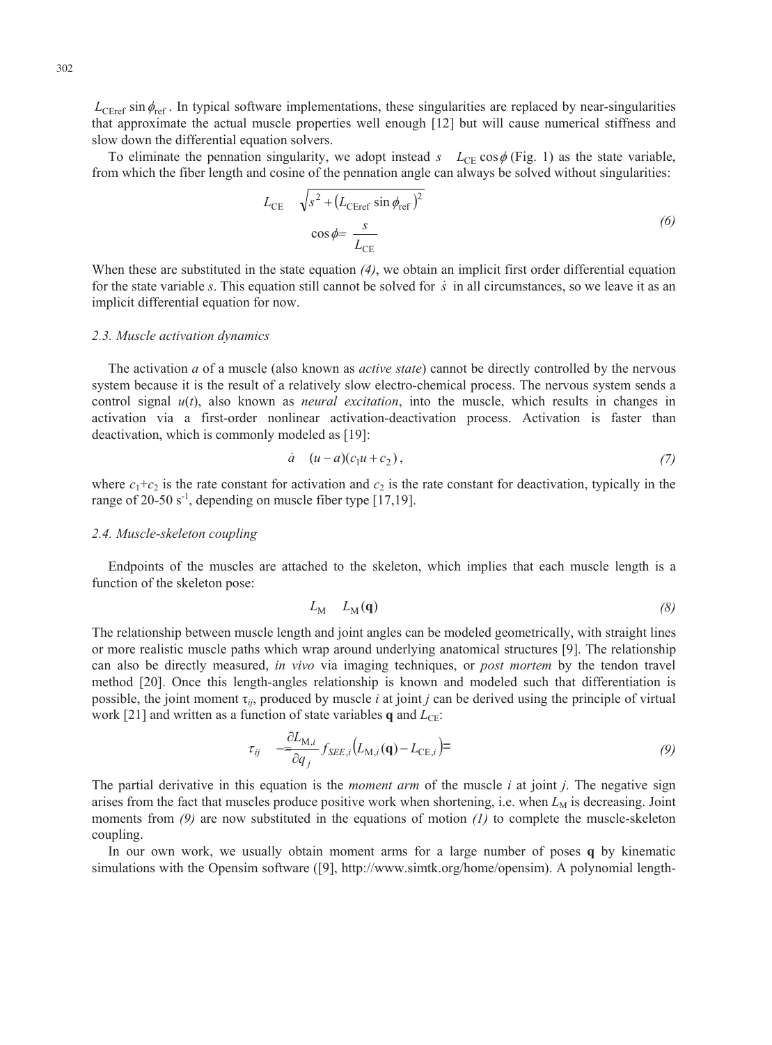$L_{\text{CEref}} \sin\phi_{\text{ref}}$. In typical software implementations, these singularities are replaced by near-singularities that approximate the actual muscle properties well enough [12] but will cause numerical stiffness and slow down the differential equation solvers.

To eliminate the pennation singularity, we adopt instead $s = L_{\text{CE}} \cos\phi$ (Fig. 1) as the state variable, from which the fiber length and cosine of the pennation angle can always be solved without singularities:

$$
\begin{aligned}
L_{\text{CE}} &= \sqrt{s^2 + \left(L_{\text{CEref}} \sin\phi_{\text{ref}}\right)^2} \\
\cos\phi &= \frac{s}{L_{\text{CE}}}
\end{aligned}
\tag{6}
$$

When these are substituted in the state equation *(4)*, we obtain an implicit first order differential equation for the state variable *s*. This equation still cannot be solved for $\dot{s}$ in all circumstances, so we leave it as an implicit differential equation for now.

### *2.3. Muscle activation dynamics*

The activation *a* of a muscle (also known as *active state*) cannot be directly controlled by the nervous system because it is the result of a relatively slow electro-chemical process. The nervous system sends a control signal $u(t)$, also known as *neural excitation*, into the muscle, which results in changes in activation via a first-order nonlinear activation-deactivation process. Activation is faster than deactivation, which is commonly modeled as [19]:

$$
\dot{a} = (u - a)(c_1 u + c_2), \tag{7}
$$

where $c_1+c_2$ is the rate constant for activation and $c_2$ is the rate constant for deactivation, typically in the range of 20-50 $s^{-1}$, depending on muscle fiber type [17,19].

### *2.4. Muscle-skeleton coupling*

Endpoints of the muscles are attached to the skeleton, which implies that each muscle length is a function of the skeleton pose:

$$
L_{\text{M}} = L_{\text{M}}(\mathbf{q}) \tag{8}
$$

The relationship between muscle length and joint angles can be modeled geometrically, with straight lines or more realistic muscle paths which wrap around underlying anatomical structures [9]. The relationship can also be directly measured, *in vivo* via imaging techniques, or *post mortem* by the tendon travel method [20]. Once this length-angles relationship is known and modeled such that differentiation is possible, the joint moment $\tau_{ij}$, produced by muscle *i* at joint *j* can be derived using the principle of virtual work [21] and written as a function of state variables $\mathbf{q}$ and $L_{\text{CE}}$:

$$
\tau_{ij} = -\frac{\partial L_{\text{M},i}}{\partial q_j} f_{SEE,i}\left(L_{\text{M},i}(\mathbf{q}) - L_{\text{CE},i}\right) \tag{9}
$$

The partial derivative in this equation is the *moment arm* of the muscle *i* at joint *j*. The negative sign arises from the fact that muscles produce positive work when shortening, i.e. when $L_{\text{M}}$ is decreasing. Joint moments from *(9)* are now substituted in the equations of motion *(1)* to complete the muscle-skeleton coupling.

In our own work, we usually obtain moment arms for a large number of poses **q** by kinematic simulations with the Opensim software ([9], http://www.simtk.org/home/opensim). A polynomial length-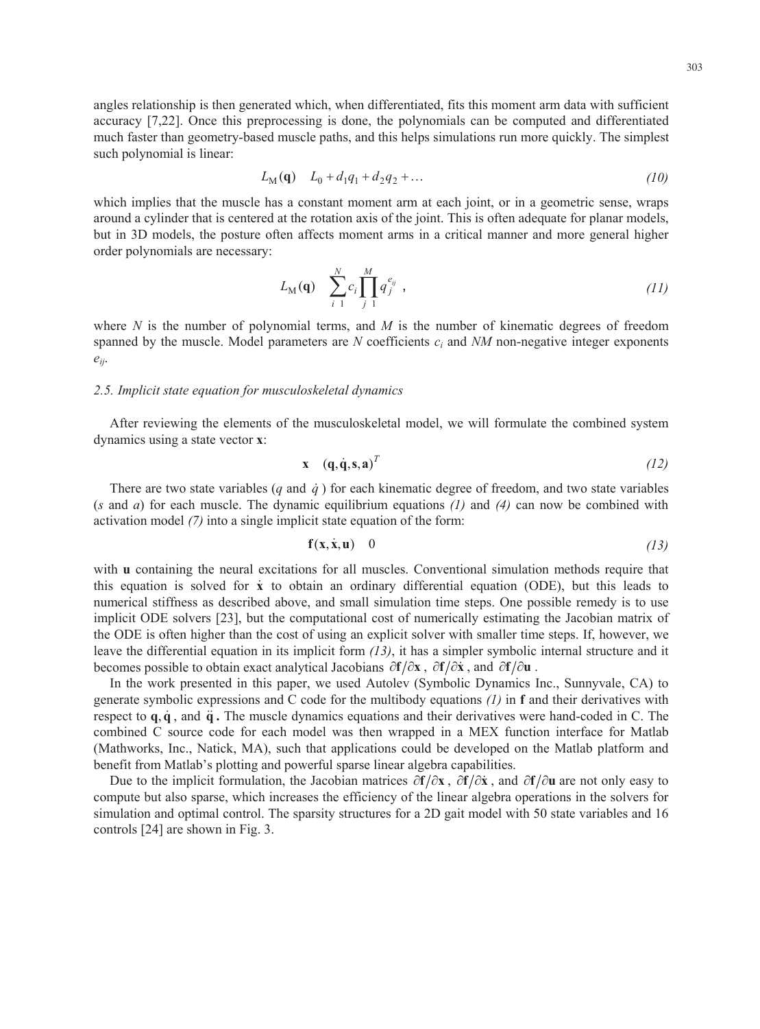angles relationship is then generated which, when differentiated, fits this moment arm data with sufficient accuracy [7,22]. Once this preprocessing is done, the polynomials can be computed and differentiated much faster than geometry-based muscle paths, and this helps simulations run more quickly. The simplest such polynomial is linear:

$$L_M(\mathbf{q}) = L_0 + d_1 q_1 + d_2 q_2 + \ldots \tag{10}$$

which implies that the muscle has a constant moment arm at each joint, or in a geometric sense, wraps around a cylinder that is centered at the rotation axis of the joint. This is often adequate for planar models, but in 3D models, the posture often affects moment arms in a critical manner and more general higher order polynomials are necessary:

$$L_M(\mathbf{q}) = \sum_{i=1}^{N} c_i \prod_{j=1}^{M} q_j^{e_{ij}} \;, \tag{11}$$

where $N$ is the number of polynomial terms, and $M$ is the number of kinematic degrees of freedom spanned by the muscle. Model parameters are $N$ coefficients $c_i$ and $NM$ non-negative integer exponents $e_{ij}$.

### *2.5. Implicit state equation for musculoskeletal dynamics*

After reviewing the elements of the musculoskeletal model, we will formulate the combined system dynamics using a state vector $\mathbf{x}$:

$$\mathbf{x} = (\mathbf{q}, \dot{\mathbf{q}}, \mathbf{s}, \mathbf{a})^T \tag{12}$$

There are two state variables ($q$ and $\dot{q}$) for each kinematic degree of freedom, and two state variables ($s$ and $a$) for each muscle. The dynamic equilibrium equations *(1)* and *(4)* can now be combined with activation model *(7)* into a single implicit state equation of the form:

$$\mathbf{f}(\mathbf{x}, \dot{\mathbf{x}}, \mathbf{u}) = 0 \tag{13}$$

with $\mathbf{u}$ containing the neural excitations for all muscles. Conventional simulation methods require that this equation is solved for $\dot{\mathbf{x}}$ to obtain an ordinary differential equation (ODE), but this leads to numerical stiffness as described above, and small simulation time steps. One possible remedy is to use implicit ODE solvers [23], but the computational cost of numerically estimating the Jacobian matrix of the ODE is often higher than the cost of using an explicit solver with smaller time steps. If, however, we leave the differential equation in its implicit form *(13)*, it has a simpler symbolic internal structure and it becomes possible to obtain exact analytical Jacobians $\partial\mathbf{f}/\partial\mathbf{x}$, $\partial\mathbf{f}/\partial\dot{\mathbf{x}}$, and $\partial\mathbf{f}/\partial\mathbf{u}$.

In the work presented in this paper, we used Autolev (Symbolic Dynamics Inc., Sunnyvale, CA) to generate symbolic expressions and C code for the multibody equations *(1)* in $\mathbf{f}$ and their derivatives with respect to $\mathbf{q}, \dot{\mathbf{q}}$, and $\ddot{\mathbf{q}}$. The muscle dynamics equations and their derivatives were hand-coded in C. The combined C source code for each model was then wrapped in a MEX function interface for Matlab (Mathworks, Inc., Natick, MA), such that applications could be developed on the Matlab platform and benefit from Matlab's plotting and powerful sparse linear algebra capabilities.

Due to the implicit formulation, the Jacobian matrices $\partial\mathbf{f}/\partial\mathbf{x}$, $\partial\mathbf{f}/\partial\dot{\mathbf{x}}$, and $\partial\mathbf{f}/\partial\mathbf{u}$ are not only easy to compute but also sparse, which increases the efficiency of the linear algebra operations in the solvers for simulation and optimal control. The sparsity structures for a 2D gait model with 50 state variables and 16 controls [24] are shown in Fig. 3.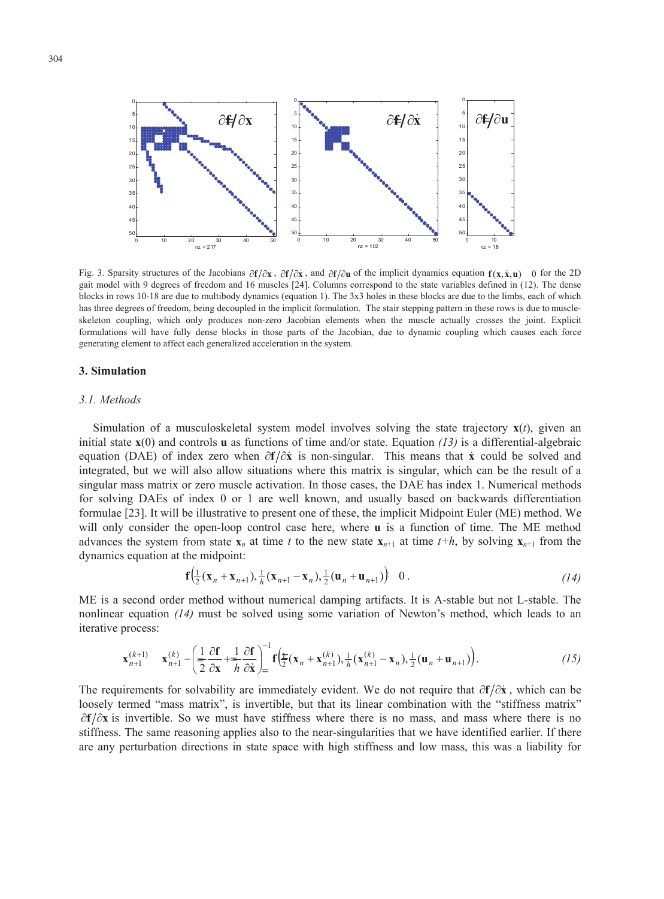Fig. 3. Sparsity structures of the Jacobians $\partial \mathbf{f}/\partial \mathbf{x}$, $\partial \mathbf{f}/\partial \dot{\mathbf{x}}$, and $\partial \mathbf{f}/\partial \mathbf{u}$ of the implicit dynamics equation $\mathbf{f}(\mathbf{x}, \dot{\mathbf{x}}, \mathbf{u}) = 0$ for the 2D gait model with 9 degrees of freedom and 16 muscles [24]. Columns correspond to the state variables defined in (12). The dense blocks in rows 10-18 are due to multibody dynamics (equation 1). The 3x3 holes in these blocks are due to the limbs, each of which has three degrees of freedom, being decoupled in the implicit formulation. The stair stepping pattern in these rows is due to muscle-skeleton coupling, which only produces non-zero Jacobian elements when the muscle actually crosses the joint. Explicit formulations will have fully dense blocks in those parts of the Jacobian, due to dynamic coupling which causes each force generating element to affect each generalized acceleration in the system.

## 3. Simulation

### 3.1. Methods

Simulation of a musculoskeletal system model involves solving the state trajectory $\mathbf{x}(t)$, given an initial state $\mathbf{x}(0)$ and controls $\mathbf{u}$ as functions of time and/or state. Equation *(13)* is a differential-algebraic equation (DAE) of index zero when $\partial \mathbf{f}/\partial \dot{\mathbf{x}}$ is non-singular. This means that $\dot{\mathbf{x}}$ could be solved and integrated, but we will also allow situations where this matrix is singular, which can be the result of a singular mass matrix or zero muscle activation. In those cases, the DAE has index 1. Numerical methods for solving DAEs of index 0 or 1 are well known, and usually based on backwards differentiation formulae [23]. It will be illustrative to present one of these, the implicit Midpoint Euler (ME) method. We will only consider the open-loop control case here, where $\mathbf{u}$ is a function of time. The ME method advances the system from state $\mathbf{x}_n$ at time $t$ to the new state $\mathbf{x}_{n+1}$ at time $t+h$, by solving $\mathbf{x}_{n+1}$ from the dynamics equation at the midpoint:

$$\mathbf{f}\left(\tfrac{1}{2}(\mathbf{x}_n + \mathbf{x}_{n+1}), \tfrac{1}{h}(\mathbf{x}_{n+1} - \mathbf{x}_n), \tfrac{1}{2}(\mathbf{u}_n + \mathbf{u}_{n+1})\right) = 0 . \tag{14}$$

ME is a second order method without numerical damping artifacts. It is A-stable but not L-stable. The nonlinear equation *(14)* must be solved using some variation of Newton's method, which leads to an iterative process:

$$\mathbf{x}_{n+1}^{(k+1)} = \mathbf{x}_{n+1}^{(k)} - \left(\frac{1}{2}\frac{\partial \mathbf{f}}{\partial \mathbf{x}} + \frac{1}{h}\frac{\partial \mathbf{f}}{\partial \dot{\mathbf{x}}}\right)^{-1} \mathbf{f}\left(\tfrac{1}{2}(\mathbf{x}_n + \mathbf{x}_{n+1}^{(k)}), \tfrac{1}{h}(\mathbf{x}_{n+1}^{(k)} - \mathbf{x}_n), \tfrac{1}{2}(\mathbf{u}_n + \mathbf{u}_{n+1})\right). \tag{15}$$

The requirements for solvability are immediately evident. We do not require that $\partial \mathbf{f}/\partial \dot{\mathbf{x}}$, which can be loosely termed "mass matrix", is invertible, but that its linear combination with the "stiffness matrix" $\partial \mathbf{f}/\partial \mathbf{x}$ is invertible. So we must have stiffness where there is no mass, and mass where there is no stiffness. The same reasoning applies also to the near-singularities that we have identified earlier. If there are any perturbation directions in state space with high stiffness and low mass, this was a liability for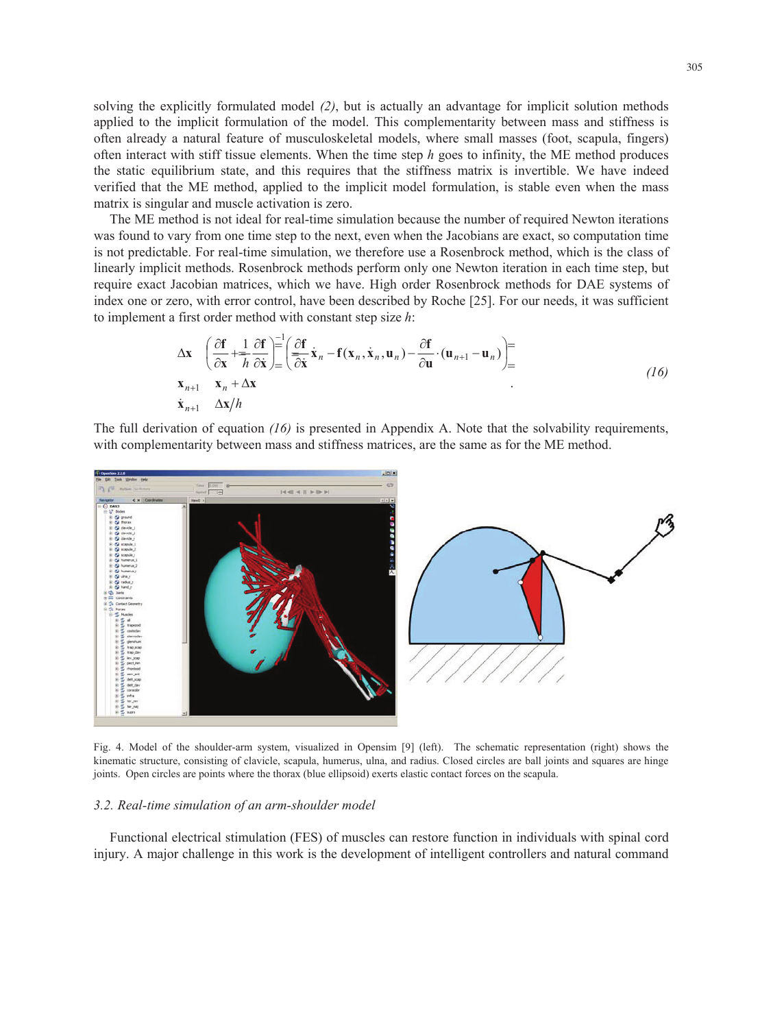solving the explicitly formulated model *(2)*, but is actually an advantage for implicit solution methods applied to the implicit formulation of the model. This complementarity between mass and stiffness is often already a natural feature of musculoskeletal models, where small masses (foot, scapula, fingers) often interact with stiff tissue elements. When the time step $h$ goes to infinity, the ME method produces the static equilibrium state, and this requires that the stiffness matrix is invertible. We have indeed verified that the ME method, applied to the implicit model formulation, is stable even when the mass matrix is singular and muscle activation is zero.

The ME method is not ideal for real-time simulation because the number of required Newton iterations was found to vary from one time step to the next, even when the Jacobians are exact, so computation time is not predictable. For real-time simulation, we therefore use a Rosenbrock method, which is the class of linearly implicit methods. Rosenbrock methods perform only one Newton iteration in each time step, but require exact Jacobian matrices, which we have. High order Rosenbrock methods for DAE systems of index one or zero, with error control, have been described by Roche [25]. For our needs, it was sufficient to implement a first order method with constant step size $h$:

$$
\begin{aligned}
\Delta \mathbf{x} &= \left( \frac{\partial \mathbf{f}}{\partial \mathbf{x}} + \frac{1}{h} \frac{\partial \mathbf{f}}{\partial \dot{\mathbf{x}}} \right)^{-1} \left( \frac{\partial \mathbf{f}}{\partial \dot{\mathbf{x}}} \dot{\mathbf{x}}_n - \mathbf{f}(\mathbf{x}_n, \dot{\mathbf{x}}_n, \mathbf{u}_n) - \frac{\partial \mathbf{f}}{\partial \mathbf{u}} \cdot (\mathbf{u}_{n+1} - \mathbf{u}_n) \right) \\
\mathbf{x}_{n+1} &= \mathbf{x}_n + \Delta \mathbf{x} \\
\dot{\mathbf{x}}_{n+1} &= \Delta \mathbf{x} / h
\end{aligned}
\qquad (16)
$$

The full derivation of equation *(16)* is presented in Appendix A. Note that the solvability requirements, with complementarity between mass and stiffness matrices, are the same as for the ME method.

Fig. 4. Model of the shoulder-arm system, visualized in Opensim [9] (left). The schematic representation (right) shows the kinematic structure, consisting of clavicle, scapula, humerus, ulna, and radius. Closed circles are ball joints and squares are hinge joints. Open circles are points where the thorax (blue ellipsoid) exerts elastic contact forces on the scapula.

### *3.2. Real-time simulation of an arm-shoulder model*

Functional electrical stimulation (FES) of muscles can restore function in individuals with spinal cord injury. A major challenge in this work is the development of intelligent controllers and natural command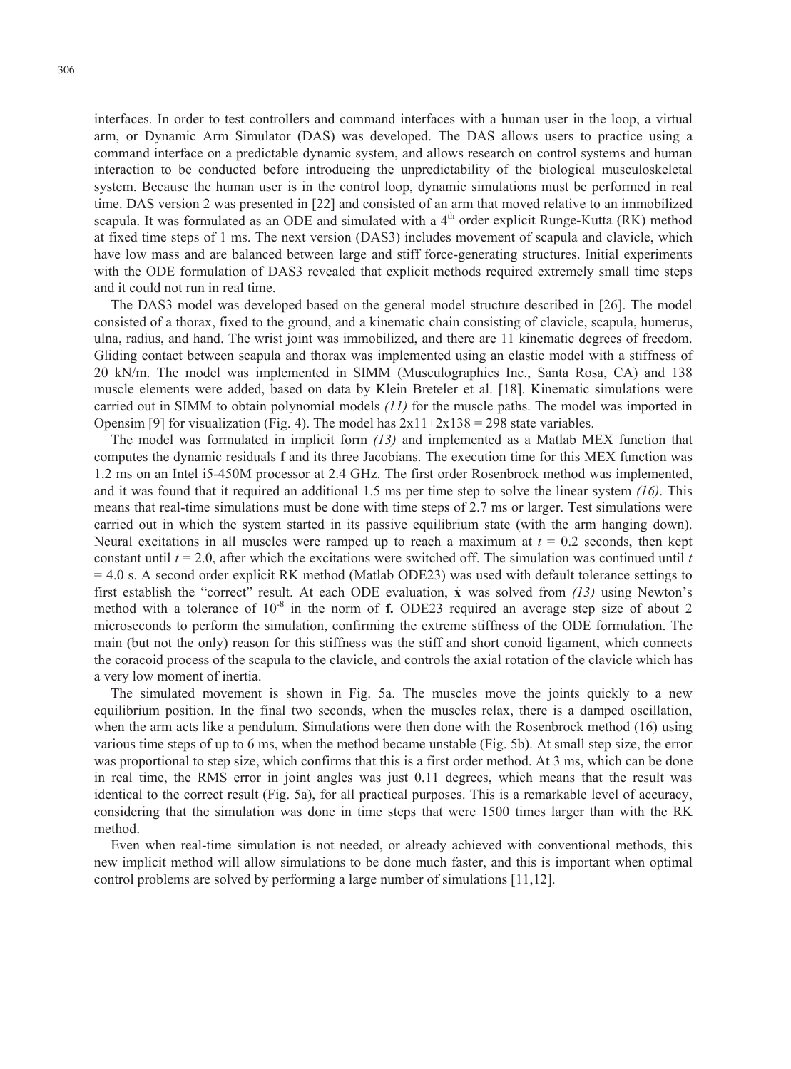interfaces. In order to test controllers and command interfaces with a human user in the loop, a virtual arm, or Dynamic Arm Simulator (DAS) was developed. The DAS allows users to practice using a command interface on a predictable dynamic system, and allows research on control systems and human interaction to be conducted before introducing the unpredictability of the biological musculoskeletal system. Because the human user is in the control loop, dynamic simulations must be performed in real time. DAS version 2 was presented in [22] and consisted of an arm that moved relative to an immobilized scapula. It was formulated as an ODE and simulated with a $4^{th}$ order explicit Runge-Kutta (RK) method at fixed time steps of 1 ms. The next version (DAS3) includes movement of scapula and clavicle, which have low mass and are balanced between large and stiff force-generating structures. Initial experiments with the ODE formulation of DAS3 revealed that explicit methods required extremely small time steps and it could not run in real time.

The DAS3 model was developed based on the general model structure described in [26]. The model consisted of a thorax, fixed to the ground, and a kinematic chain consisting of clavicle, scapula, humerus, ulna, radius, and hand. The wrist joint was immobilized, and there are 11 kinematic degrees of freedom. Gliding contact between scapula and thorax was implemented using an elastic model with a stiffness of 20 kN/m. The model was implemented in SIMM (Musculographics Inc., Santa Rosa, CA) and 138 muscle elements were added, based on data by Klein Breteler et al. [18]. Kinematic simulations were carried out in SIMM to obtain polynomial models *(11)* for the muscle paths. The model was imported in Opensim [9] for visualization (Fig. 4). The model has $2 \times 11 + 2 \times 138 = 298$ state variables.

The model was formulated in implicit form *(13)* and implemented as a Matlab MEX function that computes the dynamic residuals $\mathbf{f}$ and its three Jacobians. The execution time for this MEX function was 1.2 ms on an Intel i5-450M processor at 2.4 GHz. The first order Rosenbrock method was implemented, and it was found that it required an additional 1.5 ms per time step to solve the linear system *(16)*. This means that real-time simulations must be done with time steps of 2.7 ms or larger. Test simulations were carried out in which the system started in its passive equilibrium state (with the arm hanging down). Neural excitations in all muscles were ramped up to reach a maximum at $t = 0.2$ seconds, then kept constant until $t = 2.0$, after which the excitations were switched off. The simulation was continued until $t = 4.0$ s. A second order explicit RK method (Matlab ODE23) was used with default tolerance settings to first establish the "correct" result. At each ODE evaluation, $\dot{\mathbf{x}}$ was solved from *(13)* using Newton's method with a tolerance of $10^{-8}$ in the norm of $\mathbf{f}$. ODE23 required an average step size of about 2 microseconds to perform the simulation, confirming the extreme stiffness of the ODE formulation. The main (but not the only) reason for this stiffness was the stiff and short conoid ligament, which connects the coracoid process of the scapula to the clavicle, and controls the axial rotation of the clavicle which has a very low moment of inertia.

The simulated movement is shown in Fig. 5a. The muscles move the joints quickly to a new equilibrium position. In the final two seconds, when the muscles relax, there is a damped oscillation, when the arm acts like a pendulum. Simulations were then done with the Rosenbrock method (16) using various time steps of up to 6 ms, when the method became unstable (Fig. 5b). At small step size, the error was proportional to step size, which confirms that this is a first order method. At 3 ms, which can be done in real time, the RMS error in joint angles was just 0.11 degrees, which means that the result was identical to the correct result (Fig. 5a), for all practical purposes. This is a remarkable level of accuracy, considering that the simulation was done in time steps that were 1500 times larger than with the RK method.

Even when real-time simulation is not needed, or already achieved with conventional methods, this new implicit method will allow simulations to be done much faster, and this is important when optimal control problems are solved by performing a large number of simulations [11,12].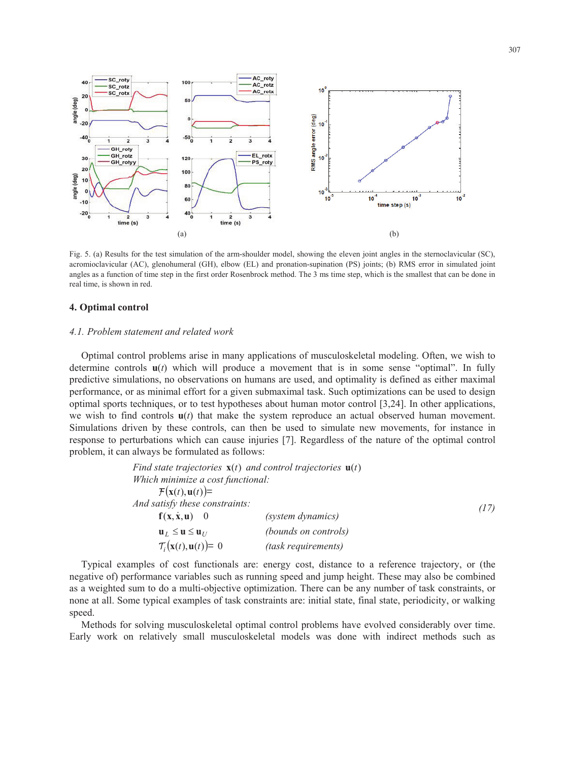Fig. 5. (a) Results for the test simulation of the arm-shoulder model, showing the eleven joint angles in the sternoclavicular (SC), acromioclavicular (AC), glenohumeral (GH), elbow (EL) and pronation-supination (PS) joints; (b) RMS error in simulated joint angles as a function of time step in the first order Rosenbrock method. The 3 ms time step, which is the smallest that can be done in real time, is shown in red.

## 4. Optimal control

### *4.1. Problem statement and related work*

Optimal control problems arise in many applications of musculoskeletal modeling. Often, we wish to determine controls $\mathbf{u}(t)$ which will produce a movement that is in some sense "optimal". In fully predictive simulations, no observations on humans are used, and optimality is defined as either maximal performance, or as minimal effort for a given submaximal task. Such optimizations can be used to design optimal sports techniques, or to test hypotheses about human motor control [3,24]. In other applications, we wish to find controls $\mathbf{u}(t)$ that make the system reproduce an actual observed human movement. Simulations driven by these controls, can then be used to simulate new movements, for instance in response to perturbations which can cause injuries [7]. Regardless of the nature of the optimal control problem, it can always be formulated as follows:

$$
\begin{array}{lll}
\textit{Find state trajectories } \mathbf{x}(t) \textit{ and control trajectories } \mathbf{u}(t) & & \\
\textit{Which minimize a cost functional:} & & \\
\quad \mathcal{F}(\mathbf{x}(t), \mathbf{u}(t)) = & & \\
\textit{And satisfy these constraints:} & & \\
\quad \mathbf{f}(\mathbf{x}, \dot{\mathbf{x}}, \mathbf{u}) \quad 0 & \textit{(system dynamics)} & \\
\quad \mathbf{u}_L \leq \mathbf{u} \leq \mathbf{u}_U & \textit{(bounds on controls)} & \\
\quad \mathcal{T}_i(\mathbf{x}(t), \mathbf{u}(t)) = 0 & \textit{(task requirements)} &
\end{array}
\qquad (17)
$$

Typical examples of cost functionals are: energy cost, distance to a reference trajectory, or (the negative of) performance variables such as running speed and jump height. These may also be combined as a weighted sum to do a multi-objective optimization. There can be any number of task constraints, or none at all. Some typical examples of task constraints are: initial state, final state, periodicity, or walking speed.

Methods for solving musculoskeletal optimal control problems have evolved considerably over time. Early work on relatively small musculoskeletal models was done with indirect methods such as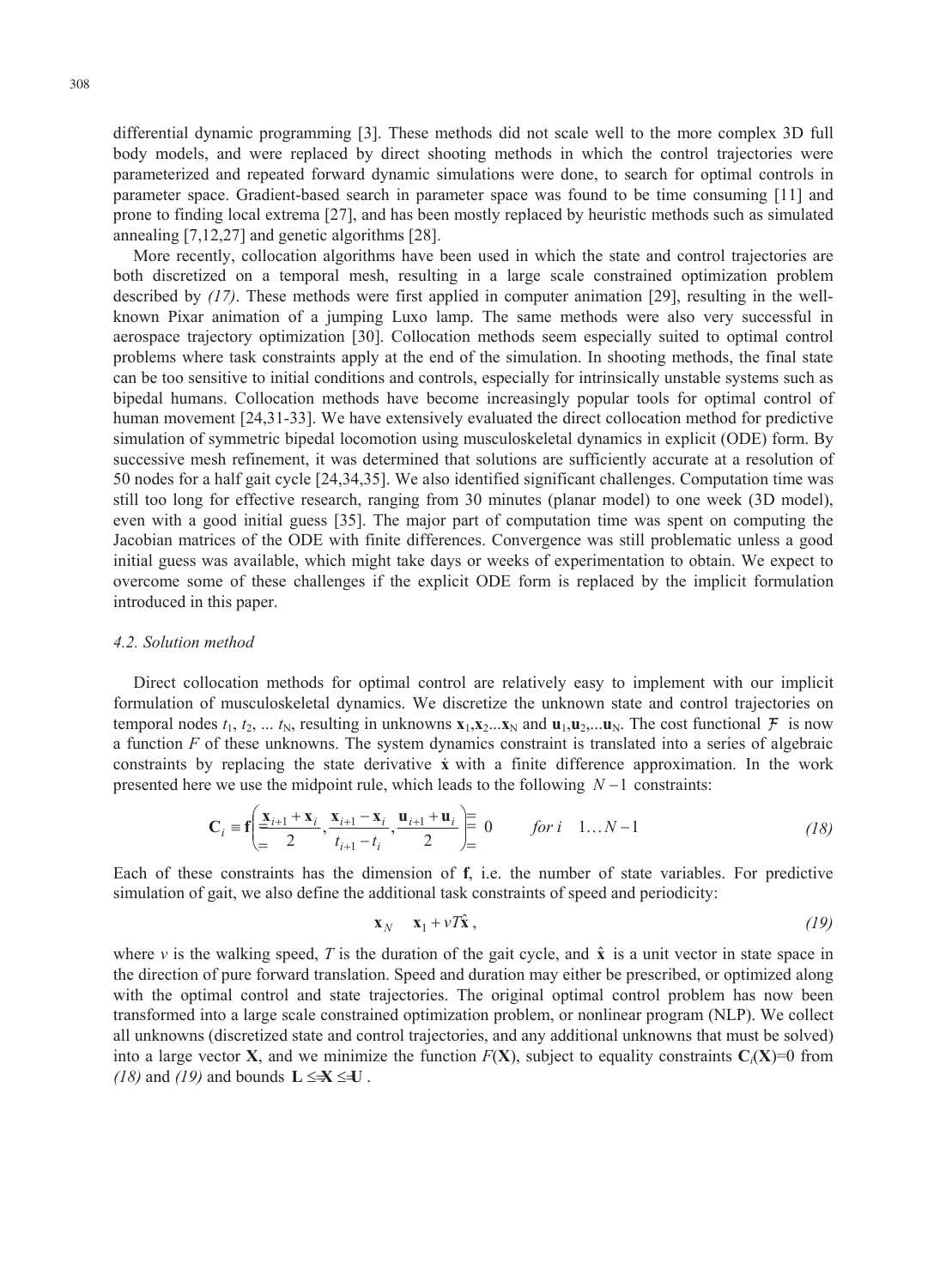differential dynamic programming [3]. These methods did not scale well to the more complex 3D full body models, and were replaced by direct shooting methods in which the control trajectories were parameterized and repeated forward dynamic simulations were done, to search for optimal controls in parameter space. Gradient-based search in parameter space was found to be time consuming [11] and prone to finding local extrema [27], and has been mostly replaced by heuristic methods such as simulated annealing [7,12,27] and genetic algorithms [28].

More recently, collocation algorithms have been used in which the state and control trajectories are both discretized on a temporal mesh, resulting in a large scale constrained optimization problem described by *(17)*. These methods were first applied in computer animation [29], resulting in the well-known Pixar animation of a jumping Luxo lamp. The same methods were also very successful in aerospace trajectory optimization [30]. Collocation methods seem especially suited to optimal control problems where task constraints apply at the end of the simulation. In shooting methods, the final state can be too sensitive to initial conditions and controls, especially for intrinsically unstable systems such as bipedal humans. Collocation methods have become increasingly popular tools for optimal control of human movement [24,31-33]. We have extensively evaluated the direct collocation method for predictive simulation of symmetric bipedal locomotion using musculoskeletal dynamics in explicit (ODE) form. By successive mesh refinement, it was determined that solutions are sufficiently accurate at a resolution of 50 nodes for a half gait cycle [24,34,35]. We also identified significant challenges. Computation time was still too long for effective research, ranging from 30 minutes (planar model) to one week (3D model), even with a good initial guess [35]. The major part of computation time was spent on computing the Jacobian matrices of the ODE with finite differences. Convergence was still problematic unless a good initial guess was available, which might take days or weeks of experimentation to obtain. We expect to overcome some of these challenges if the explicit ODE form is replaced by the implicit formulation introduced in this paper.

### *4.2. Solution method*

Direct collocation methods for optimal control are relatively easy to implement with our implicit formulation of musculoskeletal dynamics. We discretize the unknown state and control trajectories on temporal nodes $t_1, t_2, \ldots t_N$, resulting in unknowns $\mathbf{x}_1, \mathbf{x}_2 \ldots \mathbf{x}_N$ and $\mathbf{u}_1, \mathbf{u}_2, \ldots \mathbf{u}_N$. The cost functional $\mathcal{F}$ is now a function $F$ of these unknowns. The system dynamics constraint is translated into a series of algebraic constraints by replacing the state derivative $\dot{\mathbf{x}}$ with a finite difference approximation. In the work presented here we use the midpoint rule, which leads to the following $N-1$ constraints:

$$\mathbf{C}_i \equiv \mathbf{f}\left(\frac{\mathbf{x}_{i+1}+\mathbf{x}_i}{2}, \frac{\mathbf{x}_{i+1}-\mathbf{x}_i}{t_{i+1}-t_i}, \frac{\mathbf{u}_{i+1}+\mathbf{u}_i}{2}\right) = 0 \qquad \text{for } i = 1 \ldots N-1 \tag{18}$$

Each of these constraints has the dimension of $\mathbf{f}$, i.e. the number of state variables. For predictive simulation of gait, we also define the additional task constraints of speed and periodicity:

$$\mathbf{x}_N = \mathbf{x}_1 + vT\hat{\mathbf{x}}, \tag{19}$$

where $v$ is the walking speed, $T$ is the duration of the gait cycle, and $\hat{\mathbf{x}}$ is a unit vector in state space in the direction of pure forward translation. Speed and duration may either be prescribed, or optimized along with the optimal control and state trajectories. The original optimal control problem has now been transformed into a large scale constrained optimization problem, or nonlinear program (NLP). We collect all unknowns (discretized state and control trajectories, and any additional unknowns that must be solved) into a large vector $\mathbf{X}$, and we minimize the function $F(\mathbf{X})$, subject to equality constraints $\mathbf{C}_i(\mathbf{X})=0$ from *(18)* and *(19)* and bounds $\mathbf{L} \le \mathbf{X} \le \mathbf{U}$.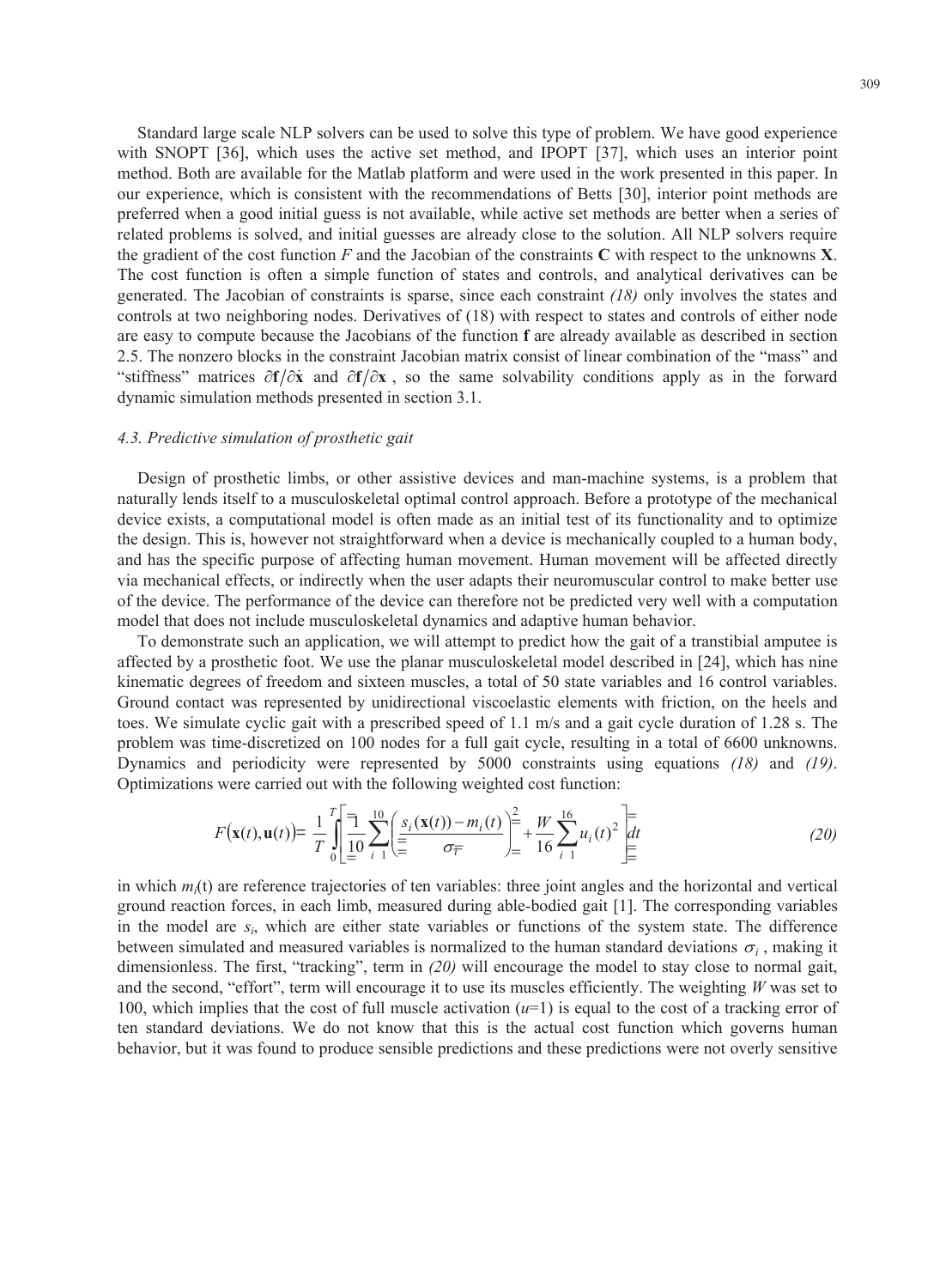Standard large scale NLP solvers can be used to solve this type of problem. We have good experience with SNOPT [36], which uses the active set method, and IPOPT [37], which uses an interior point method. Both are available for the Matlab platform and were used in the work presented in this paper. In our experience, which is consistent with the recommendations of Betts [30], interior point methods are preferred when a good initial guess is not available, while active set methods are better when a series of related problems is solved, and initial guesses are already close to the solution. All NLP solvers require the gradient of the cost function $F$ and the Jacobian of the constraints $\mathbf{C}$ with respect to the unknowns $\mathbf{X}$. The cost function is often a simple function of states and controls, and analytical derivatives can be generated. The Jacobian of constraints is sparse, since each constraint *(18)* only involves the states and controls at two neighboring nodes. Derivatives of (18) with respect to states and controls of either node are easy to compute because the Jacobians of the function $\mathbf{f}$ are already available as described in section 2.5. The nonzero blocks in the constraint Jacobian matrix consist of linear combination of the "mass" and "stiffness" matrices $\partial\mathbf{f}/\partial\dot{\mathbf{x}}$ and $\partial\mathbf{f}/\partial\mathbf{x}$, so the same solvability conditions apply as in the forward dynamic simulation methods presented in section 3.1.

### *4.3. Predictive simulation of prosthetic gait*

Design of prosthetic limbs, or other assistive devices and man-machine systems, is a problem that naturally lends itself to a musculoskeletal optimal control approach. Before a prototype of the mechanical device exists, a computational model is often made as an initial test of its functionality and to optimize the design. This is, however not straightforward when a device is mechanically coupled to a human body, and has the specific purpose of affecting human movement. Human movement will be affected directly via mechanical effects, or indirectly when the user adapts their neuromuscular control to make better use of the device. The performance of the device can therefore not be predicted very well with a computation model that does not include musculoskeletal dynamics and adaptive human behavior.

To demonstrate such an application, we will attempt to predict how the gait of a transtibial amputee is affected by a prosthetic foot. We use the planar musculoskeletal model described in [24], which has nine kinematic degrees of freedom and sixteen muscles, a total of 50 state variables and 16 control variables. Ground contact was represented by unidirectional viscoelastic elements with friction, on the heels and toes. We simulate cyclic gait with a prescribed speed of 1.1 m/s and a gait cycle duration of 1.28 s. The problem was time-discretized on 100 nodes for a full gait cycle, resulting in a total of 6600 unknowns. Dynamics and periodicity were represented by 5000 constraints using equations *(18)* and *(19)*. Optimizations were carried out with the following weighted cost function:

$$F\big(\mathbf{x}(t),\mathbf{u}(t)\big)=\frac{1}{T}\int_0^T\left[\frac{1}{10}\sum_{i=1}^{10}\left(\frac{s_i(\mathbf{x}(t))-m_i(t)}{\sigma_i}\right)^2+\frac{W}{16}\sum_{i=1}^{16}u_i(t)^2\right]dt \tag{20}$$

in which $m_i(t)$ are reference trajectories of ten variables: three joint angles and the horizontal and vertical ground reaction forces, in each limb, measured during able-bodied gait [1]. The corresponding variables in the model are $s_i$, which are either state variables or functions of the system state. The difference between simulated and measured variables is normalized to the human standard deviations $\sigma_i$, making it dimensionless. The first, "tracking", term in *(20)* will encourage the model to stay close to normal gait, and the second, "effort", term will encourage it to use its muscles efficiently. The weighting $W$ was set to 100, which implies that the cost of full muscle activation ($u$=1) is equal to the cost of a tracking error of ten standard deviations. We do not know that this is the actual cost function which governs human behavior, but it was found to produce sensible predictions and these predictions were not overly sensitive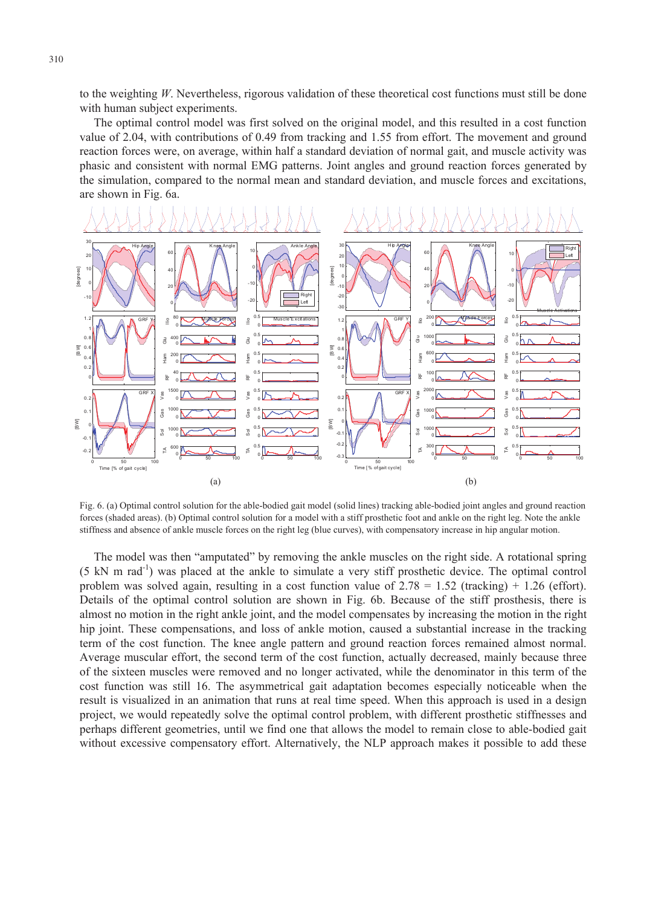to the weighting *W*. Nevertheless, rigorous validation of these theoretical cost functions must still be done with human subject experiments.

The optimal control model was first solved on the original model, and this resulted in a cost function value of 2.04, with contributions of 0.49 from tracking and 1.55 from effort. The movement and ground reaction forces were, on average, within half a standard deviation of normal gait, and muscle activity was phasic and consistent with normal EMG patterns. Joint angles and ground reaction forces generated by the simulation, compared to the normal mean and standard deviation, and muscle forces and excitations, are shown in Fig. 6a.

Fig. 6. (a) Optimal control solution for the able-bodied gait model (solid lines) tracking able-bodied joint angles and ground reaction forces (shaded areas). (b) Optimal control solution for a model with a stiff prosthetic foot and ankle on the right leg. Note the ankle stiffness and absence of ankle muscle forces on the right leg (blue curves), with compensatory increase in hip angular motion.

The model was then "amputated" by removing the ankle muscles on the right side. A rotational spring (5 kN m rad$^{-1}$) was placed at the ankle to simulate a very stiff prosthetic device. The optimal control problem was solved again, resulting in a cost function value of 2.78 = 1.52 (tracking) + 1.26 (effort). Details of the optimal control solution are shown in Fig. 6b. Because of the stiff prosthesis, there is almost no motion in the right ankle joint, and the model compensates by increasing the motion in the right hip joint. These compensations, and loss of ankle motion, caused a substantial increase in the tracking term of the cost function. The knee angle pattern and ground reaction forces remained almost normal. Average muscular effort, the second term of the cost function, actually decreased, mainly because three of the sixteen muscles were removed and no longer activated, while the denominator in this term of the cost function was still 16. The asymmetrical gait adaptation becomes especially noticeable when the result is visualized in an animation that runs at real time speed. When this approach is used in a design project, we would repeatedly solve the optimal control problem, with different prosthetic stiffnesses and perhaps different geometries, until we find one that allows the model to remain close to able-bodied gait without excessive compensatory effort. Alternatively, the NLP approach makes it possible to add these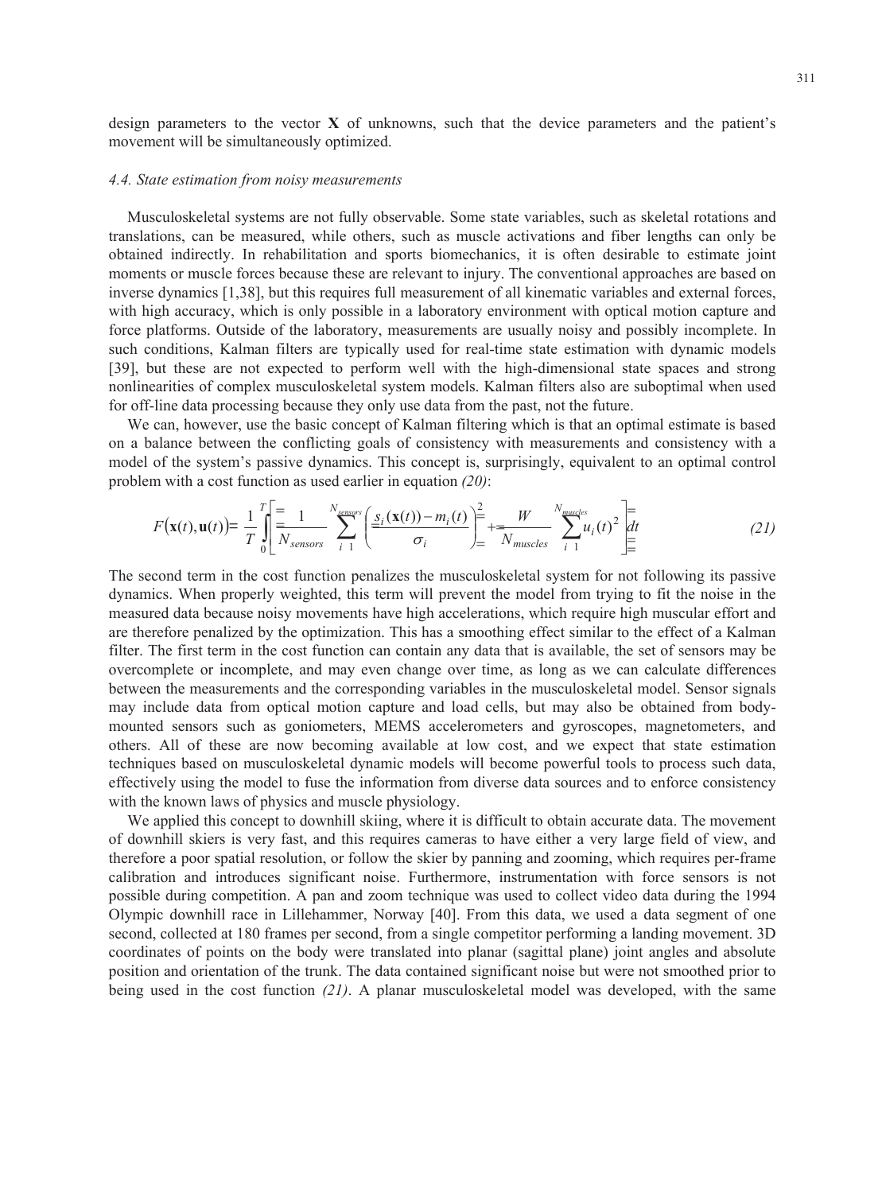design parameters to the vector **X** of unknowns, such that the device parameters and the patient's movement will be simultaneously optimized.

### *4.4. State estimation from noisy measurements*

Musculoskeletal systems are not fully observable. Some state variables, such as skeletal rotations and translations, can be measured, while others, such as muscle activations and fiber lengths can only be obtained indirectly. In rehabilitation and sports biomechanics, it is often desirable to estimate joint moments or muscle forces because these are relevant to injury. The conventional approaches are based on inverse dynamics [1,38], but this requires full measurement of all kinematic variables and external forces, with high accuracy, which is only possible in a laboratory environment with optical motion capture and force platforms. Outside of the laboratory, measurements are usually noisy and possibly incomplete. In such conditions, Kalman filters are typically used for real-time state estimation with dynamic models [39], but these are not expected to perform well with the high-dimensional state spaces and strong nonlinearities of complex musculoskeletal system models. Kalman filters also are suboptimal when used for off-line data processing because they only use data from the past, not the future.

We can, however, use the basic concept of Kalman filtering which is that an optimal estimate is based on a balance between the conflicting goals of consistency with measurements and consistency with a model of the system's passive dynamics. This concept is, surprisingly, equivalent to an optimal control problem with a cost function as used earlier in equation *(20)*:

$$F(\mathbf{x}(t),\mathbf{u}(t)) = \frac{1}{T}\int_0^T \left[ \frac{1}{N_{sensors}} \sum_{i=1}^{N_{sensors}} \left( \frac{s_i(\mathbf{x}(t)) - m_i(t)}{\sigma_i} \right)^2 + \frac{W}{N_{muscles}} \sum_{i=1}^{N_{muscles}} u_i(t)^2 \right] dt \tag{21}$$

The second term in the cost function penalizes the musculoskeletal system for not following its passive dynamics. When properly weighted, this term will prevent the model from trying to fit the noise in the measured data because noisy movements have high accelerations, which require high muscular effort and are therefore penalized by the optimization. This has a smoothing effect similar to the effect of a Kalman filter. The first term in the cost function can contain any data that is available, the set of sensors may be overcomplete or incomplete, and may even change over time, as long as we can calculate differences between the measurements and the corresponding variables in the musculoskeletal model. Sensor signals may include data from optical motion capture and load cells, but may also be obtained from body-mounted sensors such as goniometers, MEMS accelerometers and gyroscopes, magnetometers, and others. All of these are now becoming available at low cost, and we expect that state estimation techniques based on musculoskeletal dynamic models will become powerful tools to process such data, effectively using the model to fuse the information from diverse data sources and to enforce consistency with the known laws of physics and muscle physiology.

We applied this concept to downhill skiing, where it is difficult to obtain accurate data. The movement of downhill skiers is very fast, and this requires cameras to have either a very large field of view, and therefore a poor spatial resolution, or follow the skier by panning and zooming, which requires per-frame calibration and introduces significant noise. Furthermore, instrumentation with force sensors is not possible during competition. A pan and zoom technique was used to collect video data during the 1994 Olympic downhill race in Lillehammer, Norway [40]. From this data, we used a data segment of one second, collected at 180 frames per second, from a single competitor performing a landing movement. 3D coordinates of points on the body were translated into planar (sagittal plane) joint angles and absolute position and orientation of the trunk. The data contained significant noise but were not smoothed prior to being used in the cost function *(21)*. A planar musculoskeletal model was developed, with the same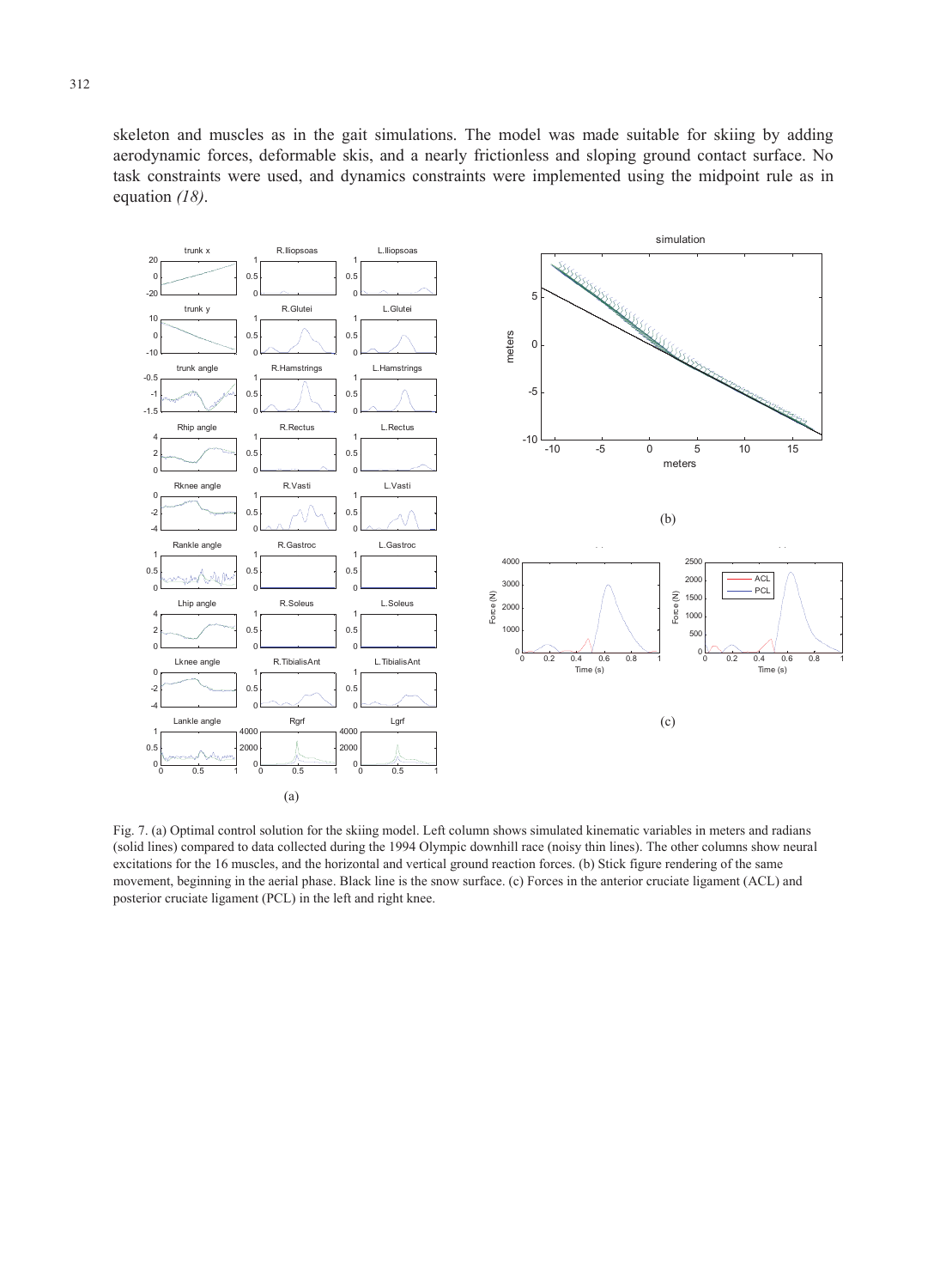skeleton and muscles as in the gait simulations. The model was made suitable for skiing by adding aerodynamic forces, deformable skis, and a nearly frictionless and sloping ground contact surface. No task constraints were used, and dynamics constraints were implemented using the midpoint rule as in equation *(18)*.

Fig. 7. (a) Optimal control solution for the skiing model. Left column shows simulated kinematic variables in meters and radians (solid lines) compared to data collected during the 1994 Olympic downhill race (noisy thin lines). The other columns show neural excitations for the 16 muscles, and the horizontal and vertical ground reaction forces. (b) Stick figure rendering of the same movement, beginning in the aerial phase. Black line is the snow surface. (c) Forces in the anterior cruciate ligament (ACL) and posterior cruciate ligament (PCL) in the left and right knee.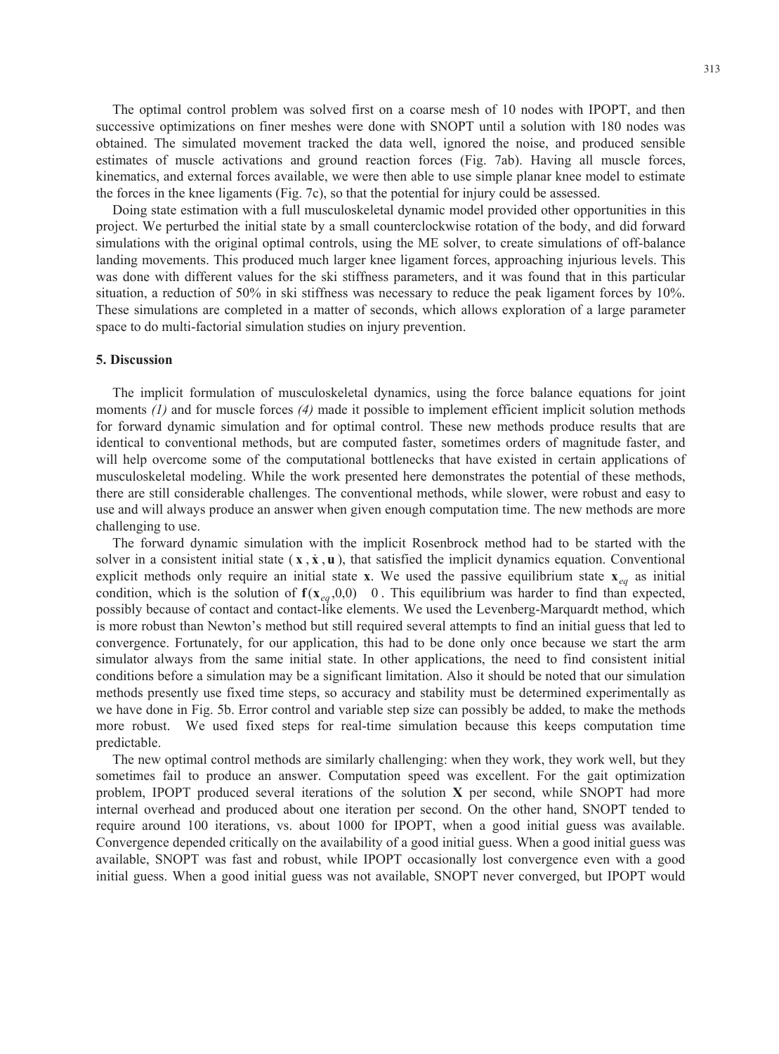The optimal control problem was solved first on a coarse mesh of 10 nodes with IPOPT, and then successive optimizations on finer meshes were done with SNOPT until a solution with 180 nodes was obtained. The simulated movement tracked the data well, ignored the noise, and produced sensible estimates of muscle activations and ground reaction forces (Fig. 7ab). Having all muscle forces, kinematics, and external forces available, we were then able to use simple planar knee model to estimate the forces in the knee ligaments (Fig. 7c), so that the potential for injury could be assessed.

Doing state estimation with a full musculoskeletal dynamic model provided other opportunities in this project. We perturbed the initial state by a small counterclockwise rotation of the body, and did forward simulations with the original optimal controls, using the ME solver, to create simulations of off-balance landing movements. This produced much larger knee ligament forces, approaching injurious levels. This was done with different values for the ski stiffness parameters, and it was found that in this particular situation, a reduction of 50% in ski stiffness was necessary to reduce the peak ligament forces by 10%. These simulations are completed in a matter of seconds, which allows exploration of a large parameter space to do multi-factorial simulation studies on injury prevention.

## 5. Discussion

The implicit formulation of musculoskeletal dynamics, using the force balance equations for joint moments *(1)* and for muscle forces *(4)* made it possible to implement efficient implicit solution methods for forward dynamic simulation and for optimal control. These new methods produce results that are identical to conventional methods, but are computed faster, sometimes orders of magnitude faster, and will help overcome some of the computational bottlenecks that have existed in certain applications of musculoskeletal modeling. While the work presented here demonstrates the potential of these methods, there are still considerable challenges. The conventional methods, while slower, were robust and easy to use and will always produce an answer when given enough computation time. The new methods are more challenging to use.

The forward dynamic simulation with the implicit Rosenbrock method had to be started with the solver in a consistent initial state ($\mathbf{x}$, $\dot{\mathbf{x}}$, $\mathbf{u}$), that satisfied the implicit dynamics equation. Conventional explicit methods only require an initial state $\mathbf{x}$. We used the passive equilibrium state $\mathbf{x}_{eq}$ as initial condition, which is the solution of $\mathbf{f}(\mathbf{x}_{eq},0,0) = 0$. This equilibrium was harder to find than expected, possibly because of contact and contact-like elements. We used the Levenberg-Marquardt method, which is more robust than Newton's method but still required several attempts to find an initial guess that led to convergence. Fortunately, for our application, this had to be done only once because we start the arm simulator always from the same initial state. In other applications, the need to find consistent initial conditions before a simulation may be a significant limitation. Also it should be noted that our simulation methods presently use fixed time steps, so accuracy and stability must be determined experimentally as we have done in Fig. 5b. Error control and variable step size can possibly be added, to make the methods more robust. We used fixed steps for real-time simulation because this keeps computation time predictable.

The new optimal control methods are similarly challenging: when they work, they work well, but they sometimes fail to produce an answer. Computation speed was excellent. For the gait optimization problem, IPOPT produced several iterations of the solution $\mathbf{X}$ per second, while SNOPT had more internal overhead and produced about one iteration per second. On the other hand, SNOPT tended to require around 100 iterations, vs. about 1000 for IPOPT, when a good initial guess was available. Convergence depended critically on the availability of a good initial guess. When a good initial guess was available, SNOPT was fast and robust, while IPOPT occasionally lost convergence even with a good initial guess. When a good initial guess was not available, SNOPT never converged, but IPOPT would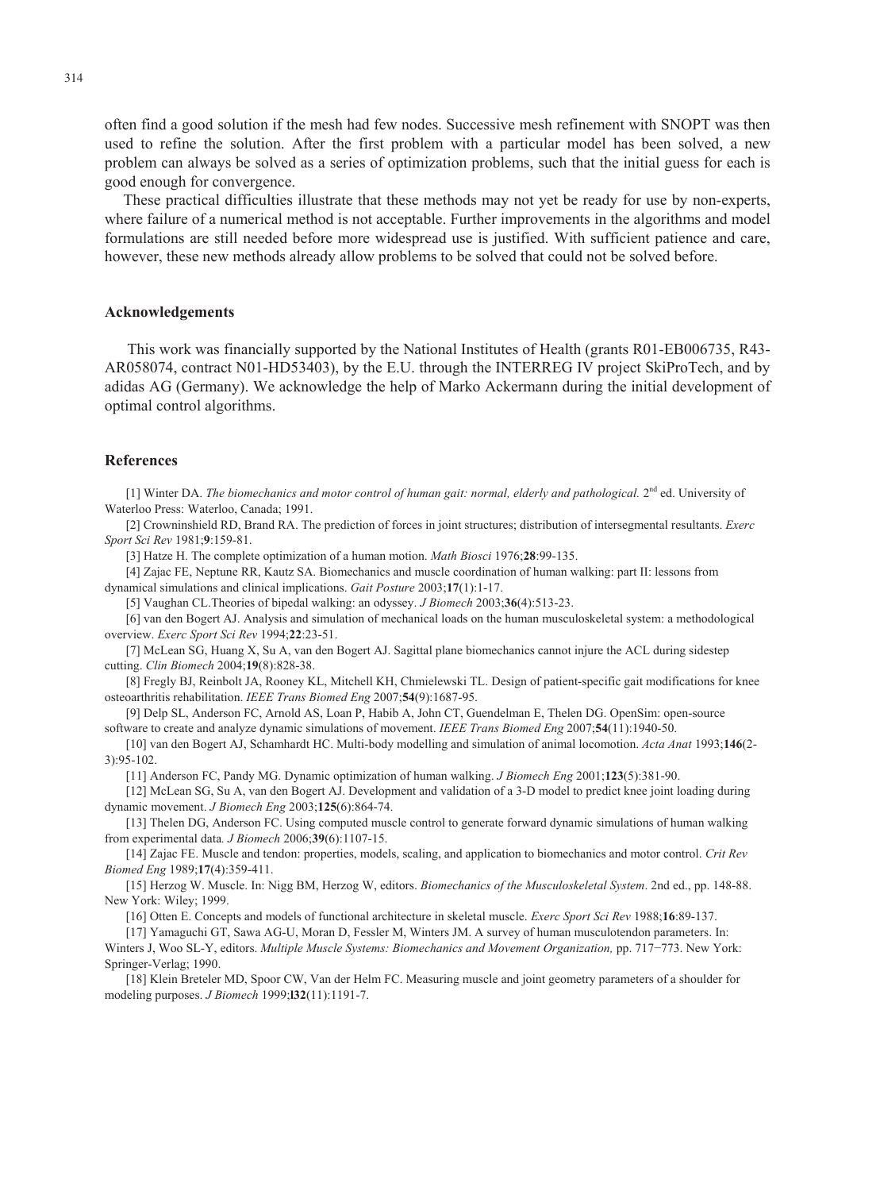often find a good solution if the mesh had few nodes. Successive mesh refinement with SNOPT was then used to refine the solution. After the first problem with a particular model has been solved, a new problem can always be solved as a series of optimization problems, such that the initial guess for each is good enough for convergence.

These practical difficulties illustrate that these methods may not yet be ready for use by non-experts, where failure of a numerical method is not acceptable. Further improvements in the algorithms and model formulations are still needed before more widespread use is justified. With sufficient patience and care, however, these new methods already allow problems to be solved that could not be solved before.

## Acknowledgements

This work was financially supported by the National Institutes of Health (grants R01-EB006735, R43-AR058074, contract N01-HD53403), by the E.U. through the INTERREG IV project SkiProTech, and by adidas AG (Germany). We acknowledge the help of Marko Ackermann during the initial development of optimal control algorithms.

## References

[1] Winter DA. *The biomechanics and motor control of human gait: normal, elderly and pathological.* 2nd ed. University of Waterloo Press: Waterloo, Canada; 1991.

[2] Crowninshield RD, Brand RA. The prediction of forces in joint structures; distribution of intersegmental resultants. *Exerc Sport Sci Rev* 1981;**9**:159-81.

[3] Hatze H. The complete optimization of a human motion. *Math Biosci* 1976;**28**:99-135.

[4] Zajac FE, Neptune RR, Kautz SA. Biomechanics and muscle coordination of human walking: part II: lessons from dynamical simulations and clinical implications. *Gait Posture* 2003;**17**(1):1-17.

[5] Vaughan CL.Theories of bipedal walking: an odyssey. *J Biomech* 2003;**36**(4):513-23.

[6] van den Bogert AJ. Analysis and simulation of mechanical loads on the human musculoskeletal system: a methodological overview. *Exerc Sport Sci Rev* 1994;**22**:23-51.

[7] McLean SG, Huang X, Su A, van den Bogert AJ. Sagittal plane biomechanics cannot injure the ACL during sidestep cutting. *Clin Biomech* 2004;**19**(8):828-38.

[8] Fregly BJ, Reinbolt JA, Rooney KL, Mitchell KH, Chmielewski TL. Design of patient-specific gait modifications for knee osteoarthritis rehabilitation. *IEEE Trans Biomed Eng* 2007;**54**(9):1687-95.

[9] Delp SL, Anderson FC, Arnold AS, Loan P, Habib A, John CT, Guendelman E, Thelen DG. OpenSim: open-source software to create and analyze dynamic simulations of movement. *IEEE Trans Biomed Eng* 2007;**54**(11):1940-50.

[10] van den Bogert AJ, Schamhardt HC. Multi-body modelling and simulation of animal locomotion. *Acta Anat* 1993;**146**(2-3):95-102.

[11] Anderson FC, Pandy MG. Dynamic optimization of human walking. *J Biomech Eng* 2001;**123**(5):381-90.

[12] McLean SG, Su A, van den Bogert AJ. Development and validation of a 3-D model to predict knee joint loading during dynamic movement. *J Biomech Eng* 2003;**125**(6):864-74.

[13] Thelen DG, Anderson FC. Using computed muscle control to generate forward dynamic simulations of human walking from experimental data. *J Biomech* 2006;**39**(6):1107-15.

[14] Zajac FE. Muscle and tendon: properties, models, scaling, and application to biomechanics and motor control. *Crit Rev Biomed Eng* 1989;**17**(4):359-411.

[15] Herzog W. Muscle. In: Nigg BM, Herzog W, editors. *Biomechanics of the Musculoskeletal System*. 2nd ed., pp. 148-88. New York: Wiley; 1999.

[16] Otten E. Concepts and models of functional architecture in skeletal muscle. *Exerc Sport Sci Rev* 1988;**16**:89-137.

[17] Yamaguchi GT, Sawa AG-U, Moran D, Fessler M, Winters JM. A survey of human musculotendon parameters. In: Winters J, Woo SL-Y, editors. *Multiple Muscle Systems: Biomechanics and Movement Organization,* pp. 717−773. New York: Springer-Verlag; 1990.

[18] Klein Breteler MD, Spoor CW, Van der Helm FC. Measuring muscle and joint geometry parameters of a shoulder for modeling purposes. *J Biomech* 1999;**l32**(11):1191-7.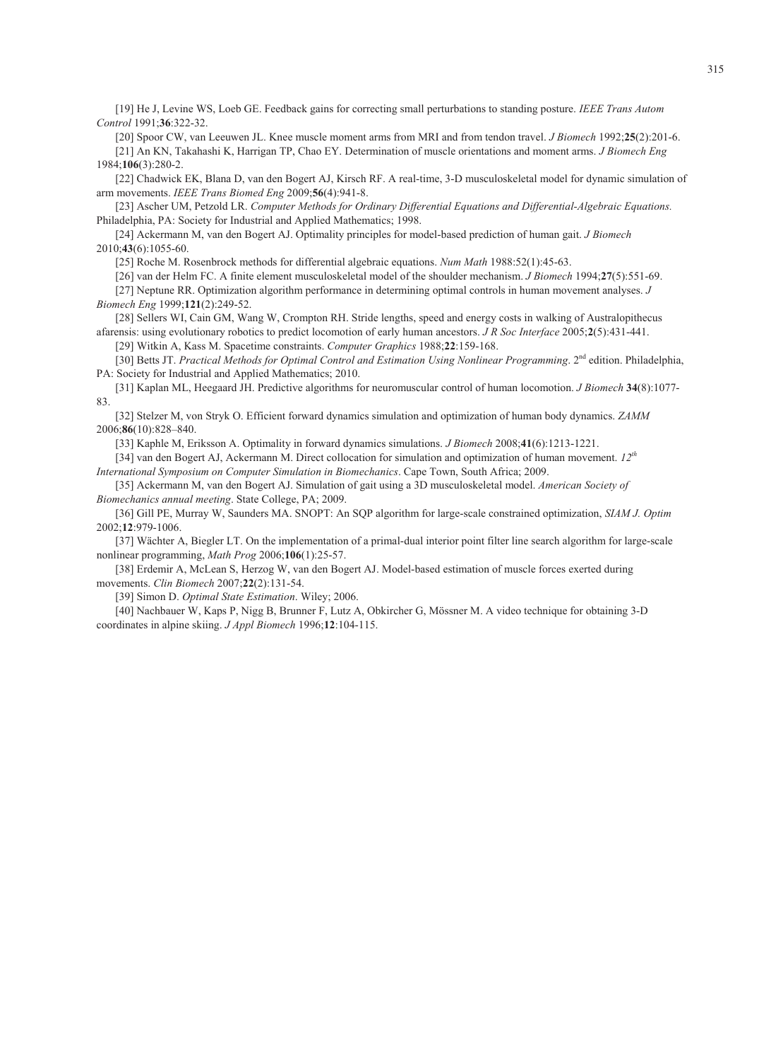[19] He J, Levine WS, Loeb GE. Feedback gains for correcting small perturbations to standing posture. *IEEE Trans Autom Control* 1991;**36**:322-32.

[20] Spoor CW, van Leeuwen JL. Knee muscle moment arms from MRI and from tendon travel. *J Biomech* 1992;**25**(2):201-6.

[21] An KN, Takahashi K, Harrigan TP, Chao EY. Determination of muscle orientations and moment arms. *J Biomech Eng* 1984;**106**(3):280-2.

[22] Chadwick EK, Blana D, van den Bogert AJ, Kirsch RF. A real-time, 3-D musculoskeletal model for dynamic simulation of arm movements. *IEEE Trans Biomed Eng* 2009;**56**(4):941-8.

[23] Ascher UM, Petzold LR. *Computer Methods for Ordinary Differential Equations and Differential-Algebraic Equations.* Philadelphia, PA: Society for Industrial and Applied Mathematics; 1998.

[24] Ackermann M, van den Bogert AJ. Optimality principles for model-based prediction of human gait. *J Biomech* 2010;**43**(6):1055-60.

[25] Roche M. Rosenbrock methods for differential algebraic equations. *Num Math* 1988:52(1):45-63.

[26] van der Helm FC. A finite element musculoskeletal model of the shoulder mechanism. *J Biomech* 1994;**27**(5):551-69.

[27] Neptune RR. Optimization algorithm performance in determining optimal controls in human movement analyses. *J Biomech Eng* 1999;**121**(2):249-52.

[28] Sellers WI, Cain GM, Wang W, Crompton RH. Stride lengths, speed and energy costs in walking of Australopithecus afarensis: using evolutionary robotics to predict locomotion of early human ancestors. *J R Soc Interface* 2005;**2**(5):431-441.

[29] Witkin A, Kass M. Spacetime constraints. *Computer Graphics* 1988;**22**:159-168.

[30] Betts JT. *Practical Methods for Optimal Control and Estimation Using Nonlinear Programming*. 2nd edition. Philadelphia, PA: Society for Industrial and Applied Mathematics; 2010.

[31] Kaplan ML, Heegaard JH. Predictive algorithms for neuromuscular control of human locomotion. *J Biomech* **34**(8):1077-83.

[32] Stelzer M, von Stryk O. Efficient forward dynamics simulation and optimization of human body dynamics. *ZAMM* 2006;**86**(10):828–840.

[33] Kaphle M, Eriksson A. Optimality in forward dynamics simulations. *J Biomech* 2008;**41**(6):1213-1221.

[34] van den Bogert AJ, Ackermann M. Direct collocation for simulation and optimization of human movement. *12th International Symposium on Computer Simulation in Biomechanics*. Cape Town, South Africa; 2009.

[35] Ackermann M, van den Bogert AJ. Simulation of gait using a 3D musculoskeletal model. *American Society of Biomechanics annual meeting*. State College, PA; 2009.

[36] Gill PE, Murray W, Saunders MA. SNOPT: An SQP algorithm for large-scale constrained optimization, *SIAM J. Optim* 2002;**12**:979-1006.

[37] Wächter A, Biegler LT. On the implementation of a primal-dual interior point filter line search algorithm for large-scale nonlinear programming, *Math Prog* 2006;**106**(1):25-57.

[38] Erdemir A, McLean S, Herzog W, van den Bogert AJ. Model-based estimation of muscle forces exerted during movements. *Clin Biomech* 2007;**22**(2):131-54.

[39] Simon D. *Optimal State Estimation*. Wiley; 2006.

[40] Nachbauer W, Kaps P, Nigg B, Brunner F, Lutz A, Obkircher G, Mössner M. A video technique for obtaining 3-D coordinates in alpine skiing. *J Appl Biomech* 1996;**12**:104-115.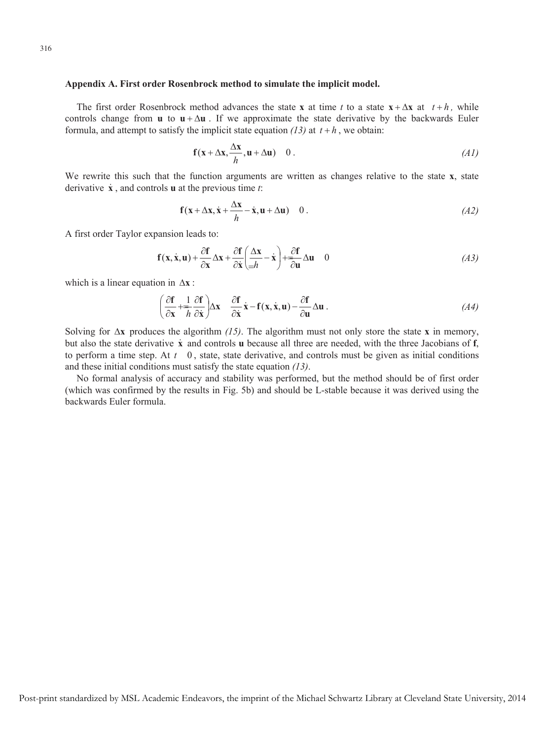### Appendix A. First order Rosenbrock method to simulate the implicit model.

The first order Rosenbrock method advances the state $\mathbf{x}$ at time $t$ to a state $\mathbf{x}+\Delta\mathbf{x}$ at $t+h$, while controls change from $\mathbf{u}$ to $\mathbf{u}+\Delta\mathbf{u}$. If we approximate the state derivative by the backwards Euler formula, and attempt to satisfy the implicit state equation *(13)* at $t+h$, we obtain:

$$\mathbf{f}(\mathbf{x}+\Delta\mathbf{x}, \frac{\Delta\mathbf{x}}{h}, \mathbf{u}+\Delta\mathbf{u}) = 0 . \tag{A1}$$

We rewrite this such that the function arguments are written as changes relative to the state $\mathbf{x}$, state derivative $\dot{\mathbf{x}}$, and controls $\mathbf{u}$ at the previous time $t$:

$$\mathbf{f}(\mathbf{x}+\Delta\mathbf{x}, \dot{\mathbf{x}}+\frac{\Delta\mathbf{x}}{h}-\dot{\mathbf{x}}, \mathbf{u}+\Delta\mathbf{u}) = 0 . \tag{A2}$$

A first order Taylor expansion leads to:

$$\mathbf{f}(\mathbf{x},\dot{\mathbf{x}},\mathbf{u}) + \frac{\partial\mathbf{f}}{\partial\mathbf{x}}\Delta\mathbf{x} + \frac{\partial\mathbf{f}}{\partial\dot{\mathbf{x}}}\left(\frac{\Delta\mathbf{x}}{h}-\dot{\mathbf{x}}\right) + \frac{\partial\mathbf{f}}{\partial\mathbf{u}}\Delta\mathbf{u} = 0 \tag{A3}$$

which is a linear equation in $\Delta\mathbf{x}$:

$$\left(\frac{\partial\mathbf{f}}{\partial\mathbf{x}} + \frac{1}{h}\frac{\partial\mathbf{f}}{\partial\dot{\mathbf{x}}}\right)\Delta\mathbf{x} = \frac{\partial\mathbf{f}}{\partial\dot{\mathbf{x}}}\dot{\mathbf{x}} - \mathbf{f}(\mathbf{x},\dot{\mathbf{x}},\mathbf{u}) - \frac{\partial\mathbf{f}}{\partial\mathbf{u}}\Delta\mathbf{u} . \tag{A4}$$

Solving for $\Delta\mathbf{x}$ produces the algorithm *(15)*. The algorithm must not only store the state $\mathbf{x}$ in memory, but also the state derivative $\dot{\mathbf{x}}$ and controls $\mathbf{u}$ because all three are needed, with the three Jacobians of $\mathbf{f}$, to perform a time step. At $t = 0$, state, state derivative, and controls must be given as initial conditions and these initial conditions must satisfy the state equation *(13)*.

No formal analysis of accuracy and stability was performed, but the method should be of first order (which was confirmed by the results in Fig. 5b) and should be L-stable because it was derived using the backwards Euler formula.